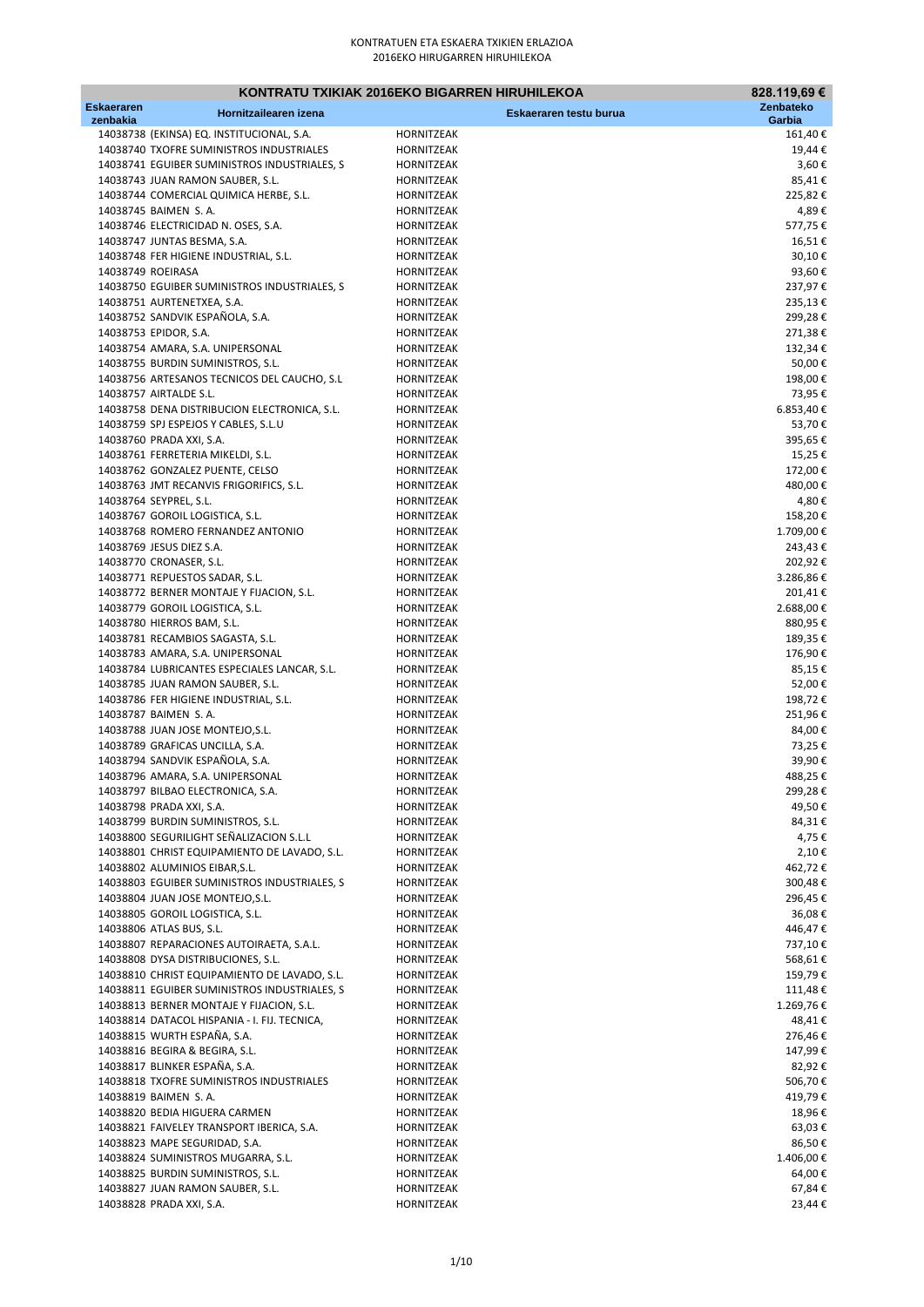KONTRATUEN ETA ESKAERA TXIKIEN ERLAZIOA
2016EKO HIRUGARREN HIRUHILEKOA

| KONTRATU TXIKIAK 2016EKO BIGARREN HIRUHILEKOA | | | 828.119,69 € |
|---|---|---|---|
| **Eskaeraren zenbakia** | **Hornitzailearen izena** | **Eskaeraren testu burua** | **Zenbateko Garbia** |
| 14038738 | (EKINSA) EQ. INSTITUCIONAL, S.A. | HORNITZEAK | 161,40 € |
| 14038740 | TXOFRE SUMINISTROS INDUSTRIALES | HORNITZEAK | 19,44 € |
| 14038741 | EGUIBER SUMINISTROS INDUSTRIALES, S | HORNITZEAK | 3,60 € |
| 14038743 | JUAN RAMON SAUBER, S.L. | HORNITZEAK | 85,41 € |
| 14038744 | COMERCIAL QUIMICA HERBE, S.L. | HORNITZEAK | 225,82 € |
| 14038745 | BAIMEN S. A. | HORNITZEAK | 4,89 € |
| 14038746 | ELECTRICIDAD N. OSES, S.A. | HORNITZEAK | 577,75 € |
| 14038747 | JUNTAS BESMA, S.A. | HORNITZEAK | 16,51 € |
| 14038748 | FER HIGIENE INDUSTRIAL, S.L. | HORNITZEAK | 30,10 € |
| 14038749 | ROEIRASA | HORNITZEAK | 93,60 € |
| 14038750 | EGUIBER SUMINISTROS INDUSTRIALES, S | HORNITZEAK | 237,97 € |
| 14038751 | AURTENETXEA, S.A. | HORNITZEAK | 235,13 € |
| 14038752 | SANDVIK ESPAÑOLA, S.A. | HORNITZEAK | 299,28 € |
| 14038753 | EPIDOR, S.A. | HORNITZEAK | 271,38 € |
| 14038754 | AMARA, S.A. UNIPERSONAL | HORNITZEAK | 132,34 € |
| 14038755 | BURDIN SUMINISTROS, S.L. | HORNITZEAK | 50,00 € |
| 14038756 | ARTESANOS TECNICOS DEL CAUCHO, S.L | HORNITZEAK | 198,00 € |
| 14038757 | AIRTALDE S.L. | HORNITZEAK | 73,95 € |
| 14038758 | DENA DISTRIBUCION ELECTRONICA, S.L. | HORNITZEAK | 6.853,40 € |
| 14038759 | SPJ ESPEJOS Y CABLES, S.L.U | HORNITZEAK | 53,70 € |
| 14038760 | PRADA XXI, S.A. | HORNITZEAK | 395,65 € |
| 14038761 | FERRETERIA MIKELDI, S.L. | HORNITZEAK | 15,25 € |
| 14038762 | GONZALEZ PUENTE, CELSO | HORNITZEAK | 172,00 € |
| 14038763 | JMT RECANVIS FRIGORIFICS, S.L. | HORNITZEAK | 480,00 € |
| 14038764 | SEYPREL, S.L. | HORNITZEAK | 4,80 € |
| 14038767 | GOROIL LOGISTICA, S.L. | HORNITZEAK | 158,20 € |
| 14038768 | ROMERO FERNANDEZ ANTONIO | HORNITZEAK | 1.709,00 € |
| 14038769 | JESUS DIEZ S.A. | HORNITZEAK | 243,43 € |
| 14038770 | CRONASER, S.L. | HORNITZEAK | 202,92 € |
| 14038771 | REPUESTOS SADAR, S.L. | HORNITZEAK | 3.286,86 € |
| 14038772 | BERNER MONTAJE Y FIJACION, S.L. | HORNITZEAK | 201,41 € |
| 14038779 | GOROIL LOGISTICA, S.L. | HORNITZEAK | 2.688,00 € |
| 14038780 | HIERROS BAM, S.L. | HORNITZEAK | 880,95 € |
| 14038781 | RECAMBIOS SAGASTA, S.L. | HORNITZEAK | 189,35 € |
| 14038783 | AMARA, S.A. UNIPERSONAL | HORNITZEAK | 176,90 € |
| 14038784 | LUBRICANTES ESPECIALES LANCAR, S.L. | HORNITZEAK | 85,15 € |
| 14038785 | JUAN RAMON SAUBER, S.L. | HORNITZEAK | 52,00 € |
| 14038786 | FER HIGIENE INDUSTRIAL, S.L. | HORNITZEAK | 198,72 € |
| 14038787 | BAIMEN S. A. | HORNITZEAK | 251,96 € |
| 14038788 | JUAN JOSE MONTEJO,S.L. | HORNITZEAK | 84,00 € |
| 14038789 | GRAFICAS UNCILLA, S.A. | HORNITZEAK | 73,25 € |
| 14038794 | SANDVIK ESPAÑOLA, S.A. | HORNITZEAK | 39,90 € |
| 14038796 | AMARA, S.A. UNIPERSONAL | HORNITZEAK | 488,25 € |
| 14038797 | BILBAO ELECTRONICA, S.A. | HORNITZEAK | 299,28 € |
| 14038798 | PRADA XXI, S.A. | HORNITZEAK | 49,50 € |
| 14038799 | BURDIN SUMINISTROS, S.L. | HORNITZEAK | 84,31 € |
| 14038800 | SEGURILIGHT SEÑALIZACION S.L.L | HORNITZEAK | 4,75 € |
| 14038801 | CHRIST EQUIPAMIENTO DE LAVADO, S.L. | HORNITZEAK | 2,10 € |
| 14038802 | ALUMINIOS EIBAR,S.L. | HORNITZEAK | 462,72 € |
| 14038803 | EGUIBER SUMINISTROS INDUSTRIALES, S | HORNITZEAK | 300,48 € |
| 14038804 | JUAN JOSE MONTEJO,S.L. | HORNITZEAK | 296,45 € |
| 14038805 | GOROIL LOGISTICA, S.L. | HORNITZEAK | 36,08 € |
| 14038806 | ATLAS BUS, S.L. | HORNITZEAK | 446,47 € |
| 14038807 | REPARACIONES AUTOIRAETA, S.A.L. | HORNITZEAK | 737,10 € |
| 14038808 | DYSA DISTRIBUCIONES, S.L. | HORNITZEAK | 568,61 € |
| 14038810 | CHRIST EQUIPAMIENTO DE LAVADO, S.L. | HORNITZEAK | 159,79 € |
| 14038811 | EGUIBER SUMINISTROS INDUSTRIALES, S | HORNITZEAK | 111,48 € |
| 14038813 | BERNER MONTAJE Y FIJACION, S.L. | HORNITZEAK | 1.269,76 € |
| 14038814 | DATACOL HISPANIA - I. FIJ. TECNICA, | HORNITZEAK | 48,41 € |
| 14038815 | WURTH ESPAÑA, S.A. | HORNITZEAK | 276,46 € |
| 14038816 | BEGIRA & BEGIRA, S.L. | HORNITZEAK | 147,99 € |
| 14038817 | BLINKER ESPAÑA, S.A. | HORNITZEAK | 82,92 € |
| 14038818 | TXOFRE SUMINISTROS INDUSTRIALES | HORNITZEAK | 506,70 € |
| 14038819 | BAIMEN S. A. | HORNITZEAK | 419,79 € |
| 14038820 | BEDIA HIGUERA CARMEN | HORNITZEAK | 18,96 € |
| 14038821 | FAIVELEY TRANSPORT IBERICA, S.A. | HORNITZEAK | 63,03 € |
| 14038823 | MAPE SEGURIDAD, S.A. | HORNITZEAK | 86,50 € |
| 14038824 | SUMINISTROS MUGARRA, S.L. | HORNITZEAK | 1.406,00 € |
| 14038825 | BURDIN SUMINISTROS, S.L. | HORNITZEAK | 64,00 € |
| 14038827 | JUAN RAMON SAUBER, S.L. | HORNITZEAK | 67,84 € |
| 14038828 | PRADA XXI, S.A. | HORNITZEAK | 23,44 € |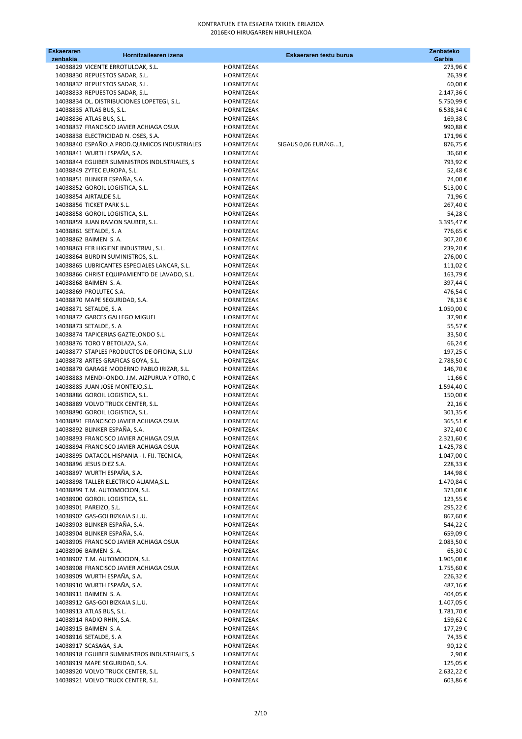KONTRATUEN ETA ESKAERA TXIKIEN ERLAZIOA
2016EKO HIRUGARREN HIRUHILEKOA

| Eskaeraren zenbakia | Hornitzailearen izena | | Eskaeraren testu burua | Zenbateko Garbia |
|---|---|---|---|---|
| 14038829 | VICENTE ERROTULOAK, S.L. | HORNITZEAK | | 273,96 € |
| 14038830 | REPUESTOS SADAR, S.L. | HORNITZEAK | | 26,39 € |
| 14038832 | REPUESTOS SADAR, S.L. | HORNITZEAK | | 60,00 € |
| 14038833 | REPUESTOS SADAR, S.L. | HORNITZEAK | | 2.147,36 € |
| 14038834 | DL. DISTRIBUCIONES LOPETEGI, S.L. | HORNITZEAK | | 5.750,99 € |
| 14038835 | ATLAS BUS, S.L. | HORNITZEAK | | 6.538,34 € |
| 14038836 | ATLAS BUS, S.L. | HORNITZEAK | | 169,38 € |
| 14038837 | FRANCISCO JAVIER ACHIAGA OSUA | HORNITZEAK | | 990,88 € |
| 14038838 | ELECTRICIDAD N. OSES, S.A. | HORNITZEAK | | 171,96 € |
| 14038840 | ESPAÑOLA PROD.QUIMICOS INDUSTRIALES | HORNITZEAK | SIGAUS 0,06 EUR/KG...1, | 876,75 € |
| 14038841 | WURTH ESPAÑA, S.A. | HORNITZEAK | | 36,60 € |
| 14038844 | EGUIBER SUMINISTROS INDUSTRIALES, S | HORNITZEAK | | 793,92 € |
| 14038849 | ZYTEC EUROPA, S.L. | HORNITZEAK | | 52,48 € |
| 14038851 | BLINKER ESPAÑA, S.A. | HORNITZEAK | | 74,00 € |
| 14038852 | GOROIL LOGISTICA, S.L. | HORNITZEAK | | 513,00 € |
| 14038854 | AIRTALDE S.L. | HORNITZEAK | | 71,96 € |
| 14038856 | TICKET PARK S.L. | HORNITZEAK | | 267,40 € |
| 14038858 | GOROIL LOGISTICA, S.L. | HORNITZEAK | | 54,28 € |
| 14038859 | JUAN RAMON SAUBER, S.L. | HORNITZEAK | | 3.395,47 € |
| 14038861 | SETALDE, S. A | HORNITZEAK | | 776,65 € |
| 14038862 | BAIMEN S. A. | HORNITZEAK | | 307,20 € |
| 14038863 | FER HIGIENE INDUSTRIAL, S.L. | HORNITZEAK | | 239,20 € |
| 14038864 | BURDIN SUMINISTROS, S.L. | HORNITZEAK | | 276,00 € |
| 14038865 | LUBRICANTES ESPECIALES LANCAR, S.L. | HORNITZEAK | | 111,02 € |
| 14038866 | CHRIST EQUIPAMIENTO DE LAVADO, S.L. | HORNITZEAK | | 163,79 € |
| 14038868 | BAIMEN S. A. | HORNITZEAK | | 397,44 € |
| 14038869 | PROLUTEC S.A. | HORNITZEAK | | 476,54 € |
| 14038870 | MAPE SEGURIDAD, S.A. | HORNITZEAK | | 78,13 € |
| 14038871 | SETALDE, S. A | HORNITZEAK | | 1.050,00 € |
| 14038872 | GARCES GALLEGO MIGUEL | HORNITZEAK | | 37,90 € |
| 14038873 | SETALDE, S. A | HORNITZEAK | | 55,57 € |
| 14038874 | TAPICERIAS GAZTELONDO S.L. | HORNITZEAK | | 33,50 € |
| 14038876 | TORO Y BETOLAZA, S.A. | HORNITZEAK | | 66,24 € |
| 14038877 | STAPLES PRODUCTOS DE OFICINA, S.L.U | HORNITZEAK | | 197,25 € |
| 14038878 | ARTES GRAFICAS GOYA, S.L. | HORNITZEAK | | 2.788,50 € |
| 14038879 | GARAGE MODERNO PABLO IRIZAR, S.L. | HORNITZEAK | | 146,70 € |
| 14038883 | MENDI-ONDO. J.M. AIZPURUA Y OTRO, C | HORNITZEAK | | 11,66 € |
| 14038885 | JUAN JOSE MONTEJO,S.L. | HORNITZEAK | | 1.594,40 € |
| 14038886 | GOROIL LOGISTICA, S.L. | HORNITZEAK | | 150,00 € |
| 14038889 | VOLVO TRUCK CENTER, S.L. | HORNITZEAK | | 22,16 € |
| 14038890 | GOROIL LOGISTICA, S.L. | HORNITZEAK | | 301,35 € |
| 14038891 | FRANCISCO JAVIER ACHIAGA OSUA | HORNITZEAK | | 365,51 € |
| 14038892 | BLINKER ESPAÑA, S.A. | HORNITZEAK | | 372,40 € |
| 14038893 | FRANCISCO JAVIER ACHIAGA OSUA | HORNITZEAK | | 2.321,60 € |
| 14038894 | FRANCISCO JAVIER ACHIAGA OSUA | HORNITZEAK | | 1.425,78 € |
| 14038895 | DATACOL HISPANIA - I. FIJ. TECNICA, | HORNITZEAK | | 1.047,00 € |
| 14038896 | JESUS DIEZ S.A. | HORNITZEAK | | 228,33 € |
| 14038897 | WURTH ESPAÑA, S.A. | HORNITZEAK | | 144,98 € |
| 14038898 | TALLER ELECTRICO ALJAMA,S.L. | HORNITZEAK | | 1.470,84 € |
| 14038899 | T.M. AUTOMOCION, S.L. | HORNITZEAK | | 373,00 € |
| 14038900 | GOROIL LOGISTICA, S.L. | HORNITZEAK | | 123,55 € |
| 14038901 | PAREIZO, S.L. | HORNITZEAK | | 295,22 € |
| 14038902 | GAS-GOI BIZKAIA S.L.U. | HORNITZEAK | | 867,60 € |
| 14038903 | BLINKER ESPAÑA, S.A. | HORNITZEAK | | 544,22 € |
| 14038904 | BLINKER ESPAÑA, S.A. | HORNITZEAK | | 659,09 € |
| 14038905 | FRANCISCO JAVIER ACHIAGA OSUA | HORNITZEAK | | 2.083,50 € |
| 14038906 | BAIMEN S. A. | HORNITZEAK | | 65,30 € |
| 14038907 | T.M. AUTOMOCION, S.L. | HORNITZEAK | | 1.905,00 € |
| 14038908 | FRANCISCO JAVIER ACHIAGA OSUA | HORNITZEAK | | 1.755,60 € |
| 14038909 | WURTH ESPAÑA, S.A. | HORNITZEAK | | 226,32 € |
| 14038910 | WURTH ESPAÑA, S.A. | HORNITZEAK | | 487,16 € |
| 14038911 | BAIMEN S. A. | HORNITZEAK | | 404,05 € |
| 14038912 | GAS-GOI BIZKAIA S.L.U. | HORNITZEAK | | 1.407,05 € |
| 14038913 | ATLAS BUS, S.L. | HORNITZEAK | | 1.781,70 € |
| 14038914 | RADIO RHIN, S.A. | HORNITZEAK | | 159,62 € |
| 14038915 | BAIMEN S. A. | HORNITZEAK | | 177,29 € |
| 14038916 | SETALDE, S. A | HORNITZEAK | | 74,35 € |
| 14038917 | SCASAGA, S.A. | HORNITZEAK | | 90,12 € |
| 14038918 | EGUIBER SUMINISTROS INDUSTRIALES, S | HORNITZEAK | | 2,90 € |
| 14038919 | MAPE SEGURIDAD, S.A. | HORNITZEAK | | 125,05 € |
| 14038920 | VOLVO TRUCK CENTER, S.L. | HORNITZEAK | | 2.632,22 € |
| 14038921 | VOLVO TRUCK CENTER, S.L. | HORNITZEAK | | 603,86 € |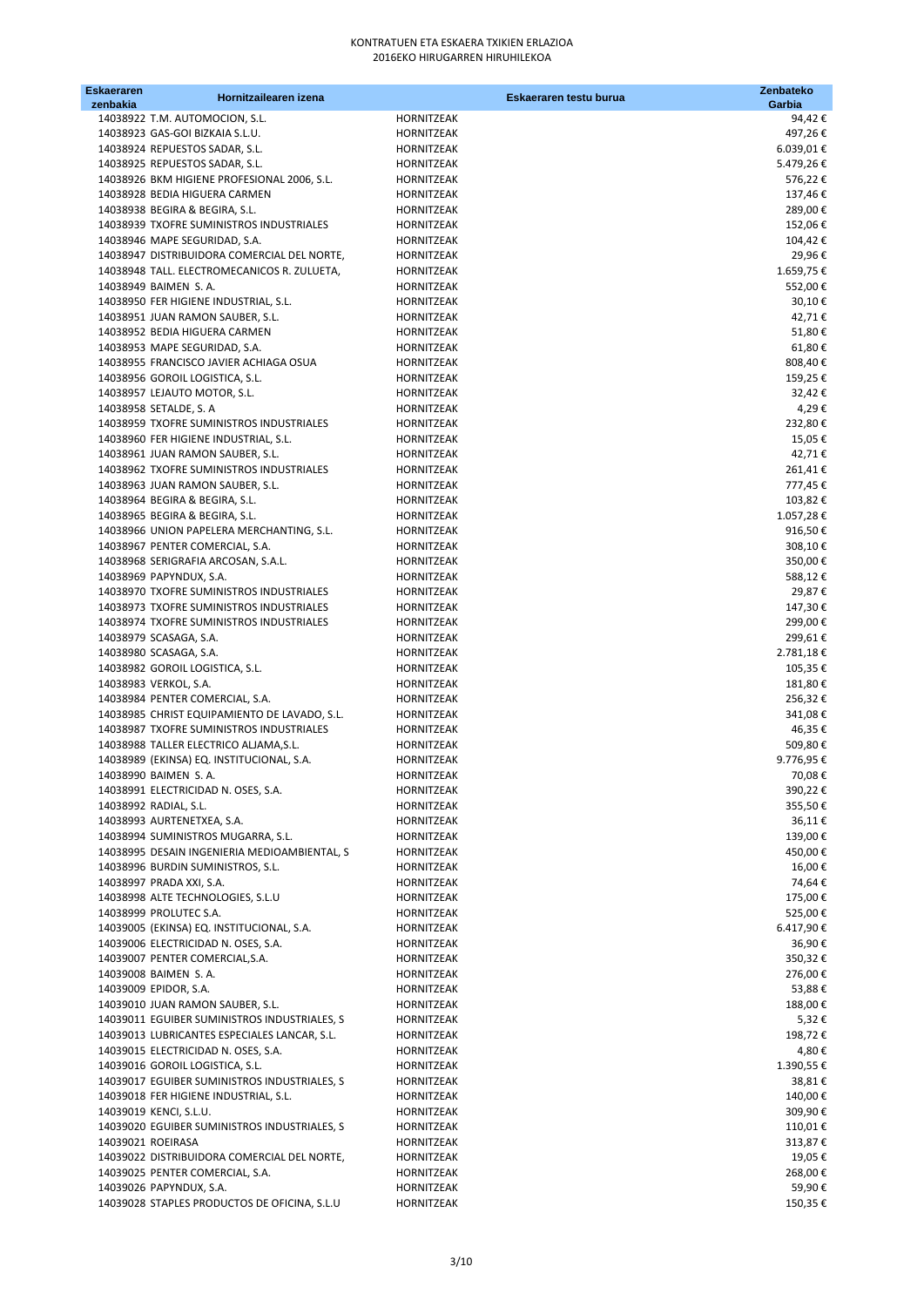KONTRATUEN ETA ESKAERA TXIKIEN ERLAZIOA
2016EKO HIRUGARREN HIRUHILEKOA

| Eskaeraren zenbakia | Hornitzailearen izena | Eskaeraren testu burua | Zenbateko Garbia |
|---|---|---|---|
| 14038922 | T.M. AUTOMOCION, S.L. | HORNITZEAK | 94,42 € |
| 14038923 | GAS-GOI BIZKAIA S.L.U. | HORNITZEAK | 497,26 € |
| 14038924 | REPUESTOS SADAR, S.L. | HORNITZEAK | 6.039,01 € |
| 14038925 | REPUESTOS SADAR, S.L. | HORNITZEAK | 5.479,26 € |
| 14038926 | BKM HIGIENE PROFESIONAL 2006, S.L. | HORNITZEAK | 576,22 € |
| 14038928 | BEDIA HIGUERA CARMEN | HORNITZEAK | 137,46 € |
| 14038938 | BEGIRA & BEGIRA, S.L. | HORNITZEAK | 289,00 € |
| 14038939 | TXOFRE SUMINISTROS INDUSTRIALES | HORNITZEAK | 152,06 € |
| 14038946 | MAPE SEGURIDAD, S.A. | HORNITZEAK | 104,42 € |
| 14038947 | DISTRIBUIDORA COMERCIAL DEL NORTE, | HORNITZEAK | 29,96 € |
| 14038948 | TALL. ELECTROMECANICOS R. ZULUETA, | HORNITZEAK | 1.659,75 € |
| 14038949 | BAIMEN S. A. | HORNITZEAK | 552,00 € |
| 14038950 | FER HIGIENE INDUSTRIAL, S.L. | HORNITZEAK | 30,10 € |
| 14038951 | JUAN RAMON SAUBER, S.L. | HORNITZEAK | 42,71 € |
| 14038952 | BEDIA HIGUERA CARMEN | HORNITZEAK | 51,80 € |
| 14038953 | MAPE SEGURIDAD, S.A. | HORNITZEAK | 61,80 € |
| 14038955 | FRANCISCO JAVIER ACHIAGA OSUA | HORNITZEAK | 808,40 € |
| 14038956 | GOROIL LOGISTICA, S.L. | HORNITZEAK | 159,25 € |
| 14038957 | LEJAUTO MOTOR, S.L. | HORNITZEAK | 32,42 € |
| 14038958 | SETALDE, S. A | HORNITZEAK | 4,29 € |
| 14038959 | TXOFRE SUMINISTROS INDUSTRIALES | HORNITZEAK | 232,80 € |
| 14038960 | FER HIGIENE INDUSTRIAL, S.L. | HORNITZEAK | 15,05 € |
| 14038961 | JUAN RAMON SAUBER, S.L. | HORNITZEAK | 42,71 € |
| 14038962 | TXOFRE SUMINISTROS INDUSTRIALES | HORNITZEAK | 261,41 € |
| 14038963 | JUAN RAMON SAUBER, S.L. | HORNITZEAK | 777,45 € |
| 14038964 | BEGIRA & BEGIRA, S.L. | HORNITZEAK | 103,82 € |
| 14038965 | BEGIRA & BEGIRA, S.L. | HORNITZEAK | 1.057,28 € |
| 14038966 | UNION PAPELERA MERCHANTING, S.L. | HORNITZEAK | 916,50 € |
| 14038967 | PENTER COMERCIAL, S.A. | HORNITZEAK | 308,10 € |
| 14038968 | SERIGRAFIA ARCOSAN, S.A.L. | HORNITZEAK | 350,00 € |
| 14038969 | PAPYNDUX, S.A. | HORNITZEAK | 588,12 € |
| 14038970 | TXOFRE SUMINISTROS INDUSTRIALES | HORNITZEAK | 29,87 € |
| 14038973 | TXOFRE SUMINISTROS INDUSTRIALES | HORNITZEAK | 147,30 € |
| 14038974 | TXOFRE SUMINISTROS INDUSTRIALES | HORNITZEAK | 299,00 € |
| 14038979 | SCASAGA, S.A. | HORNITZEAK | 299,61 € |
| 14038980 | SCASAGA, S.A. | HORNITZEAK | 2.781,18 € |
| 14038982 | GOROIL LOGISTICA, S.L. | HORNITZEAK | 105,35 € |
| 14038983 | VERKOL, S.A. | HORNITZEAK | 181,80 € |
| 14038984 | PENTER COMERCIAL, S.A. | HORNITZEAK | 256,32 € |
| 14038985 | CHRIST EQUIPAMIENTO DE LAVADO, S.L. | HORNITZEAK | 341,08 € |
| 14038987 | TXOFRE SUMINISTROS INDUSTRIALES | HORNITZEAK | 46,35 € |
| 14038988 | TALLER ELECTRICO ALJAMA,S.L. | HORNITZEAK | 509,80 € |
| 14038989 | (EKINSA) EQ. INSTITUCIONAL, S.A. | HORNITZEAK | 9.776,95 € |
| 14038990 | BAIMEN S. A. | HORNITZEAK | 70,08 € |
| 14038991 | ELECTRICIDAD N. OSES, S.A. | HORNITZEAK | 390,22 € |
| 14038992 | RADIAL, S.L. | HORNITZEAK | 355,50 € |
| 14038993 | AURTENETXEA, S.A. | HORNITZEAK | 36,11 € |
| 14038994 | SUMINISTROS MUGARRA, S.L. | HORNITZEAK | 139,00 € |
| 14038995 | DESAIN INGENIERIA MEDIOAMBIENTAL, S | HORNITZEAK | 450,00 € |
| 14038996 | BURDIN SUMINISTROS, S.L. | HORNITZEAK | 16,00 € |
| 14038997 | PRADA XXI, S.A. | HORNITZEAK | 74,64 € |
| 14038998 | ALTE TECHNOLOGIES, S.L.U | HORNITZEAK | 175,00 € |
| 14038999 | PROLUTEC S.A. | HORNITZEAK | 525,00 € |
| 14039005 | (EKINSA) EQ. INSTITUCIONAL, S.A. | HORNITZEAK | 6.417,90 € |
| 14039006 | ELECTRICIDAD N. OSES, S.A. | HORNITZEAK | 36,90 € |
| 14039007 | PENTER COMERCIAL,S.A. | HORNITZEAK | 350,32 € |
| 14039008 | BAIMEN S. A. | HORNITZEAK | 276,00 € |
| 14039009 | EPIDOR, S.A. | HORNITZEAK | 53,88 € |
| 14039010 | JUAN RAMON SAUBER, S.L. | HORNITZEAK | 188,00 € |
| 14039011 | EGUIBER SUMINISTROS INDUSTRIALES, S | HORNITZEAK | 5,32 € |
| 14039013 | LUBRICANTES ESPECIALES LANCAR, S.L. | HORNITZEAK | 198,72 € |
| 14039015 | ELECTRICIDAD N. OSES, S.A. | HORNITZEAK | 4,80 € |
| 14039016 | GOROIL LOGISTICA, S.L. | HORNITZEAK | 1.390,55 € |
| 14039017 | EGUIBER SUMINISTROS INDUSTRIALES, S | HORNITZEAK | 38,81 € |
| 14039018 | FER HIGIENE INDUSTRIAL, S.L. | HORNITZEAK | 140,00 € |
| 14039019 | KENCI, S.L.U. | HORNITZEAK | 309,90 € |
| 14039020 | EGUIBER SUMINISTROS INDUSTRIALES, S | HORNITZEAK | 110,01 € |
| 14039021 | ROEIRASA | HORNITZEAK | 313,87 € |
| 14039022 | DISTRIBUIDORA COMERCIAL DEL NORTE, | HORNITZEAK | 19,05 € |
| 14039025 | PENTER COMERCIAL, S.A. | HORNITZEAK | 268,00 € |
| 14039026 | PAPYNDUX, S.A. | HORNITZEAK | 59,90 € |
| 14039028 | STAPLES PRODUCTOS DE OFICINA, S.L.U | HORNITZEAK | 150,35 € |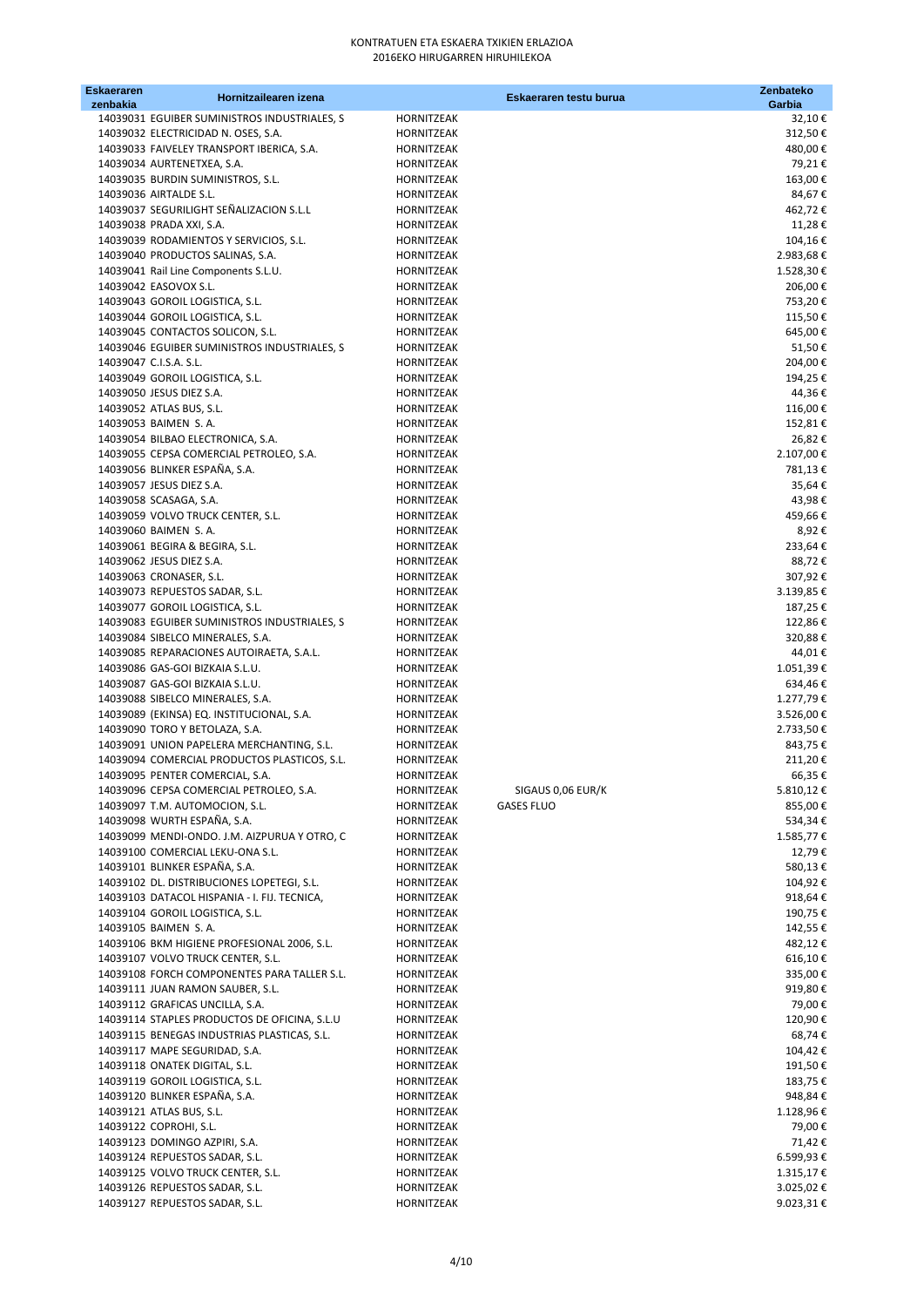KONTRATUEN ETA ESKAERA TXIKIEN ERLAZIOA
2016EKO HIRUGARREN HIRUHILEKOA

| Eskaeraren zenbakia | Hornitzailearen izena | | Eskaeraren testu burua | Zenbateko Garbia |
|---|---|---|---|---|
| 14039031 | EGUIBER SUMINISTROS INDUSTRIALES, S | HORNITZEAK | | 32,10 € |
| 14039032 | ELECTRICIDAD N. OSES, S.A. | HORNITZEAK | | 312,50 € |
| 14039033 | FAIVELEY TRANSPORT IBERICA, S.A. | HORNITZEAK | | 480,00 € |
| 14039034 | AURTENETXEA, S.A. | HORNITZEAK | | 79,21 € |
| 14039035 | BURDIN SUMINISTROS, S.L. | HORNITZEAK | | 163,00 € |
| 14039036 | AIRTALDE S.L. | HORNITZEAK | | 84,67 € |
| 14039037 | SEGURILIGHT SEÑALIZACION S.L.L | HORNITZEAK | | 462,72 € |
| 14039038 | PRADA XXI, S.A. | HORNITZEAK | | 11,28 € |
| 14039039 | RODAMIENTOS Y SERVICIOS, S.L. | HORNITZEAK | | 104,16 € |
| 14039040 | PRODUCTOS SALINAS, S.A. | HORNITZEAK | | 2.983,68 € |
| 14039041 | Rail Line Components S.L.U. | HORNITZEAK | | 1.528,30 € |
| 14039042 | EASOVOX S.L. | HORNITZEAK | | 206,00 € |
| 14039043 | GOROIL LOGISTICA, S.L. | HORNITZEAK | | 753,20 € |
| 14039044 | GOROIL LOGISTICA, S.L. | HORNITZEAK | | 115,50 € |
| 14039045 | CONTACTOS SOLICON, S.L. | HORNITZEAK | | 645,00 € |
| 14039046 | EGUIBER SUMINISTROS INDUSTRIALES, S | HORNITZEAK | | 51,50 € |
| 14039047 | C.I.S.A. S.L. | HORNITZEAK | | 204,00 € |
| 14039049 | GOROIL LOGISTICA, S.L. | HORNITZEAK | | 194,25 € |
| 14039050 | JESUS DIEZ S.A. | HORNITZEAK | | 44,36 € |
| 14039052 | ATLAS BUS, S.L. | HORNITZEAK | | 116,00 € |
| 14039053 | BAIMEN S. A. | HORNITZEAK | | 152,81 € |
| 14039054 | BILBAO ELECTRONICA, S.A. | HORNITZEAK | | 26,82 € |
| 14039055 | CEPSA COMERCIAL PETROLEO, S.A. | HORNITZEAK | | 2.107,00 € |
| 14039056 | BLINKER ESPAÑA, S.A. | HORNITZEAK | | 781,13 € |
| 14039057 | JESUS DIEZ S.A. | HORNITZEAK | | 35,64 € |
| 14039058 | SCASAGA, S.A. | HORNITZEAK | | 43,98 € |
| 14039059 | VOLVO TRUCK CENTER, S.L. | HORNITZEAK | | 459,66 € |
| 14039060 | BAIMEN S. A. | HORNITZEAK | | 8,92 € |
| 14039061 | BEGIRA & BEGIRA, S.L. | HORNITZEAK | | 233,64 € |
| 14039062 | JESUS DIEZ S.A. | HORNITZEAK | | 88,72 € |
| 14039063 | CRONASER, S.L. | HORNITZEAK | | 307,92 € |
| 14039073 | REPUESTOS SADAR, S.L. | HORNITZEAK | | 3.139,85 € |
| 14039077 | GOROIL LOGISTICA, S.L. | HORNITZEAK | | 187,25 € |
| 14039083 | EGUIBER SUMINISTROS INDUSTRIALES, S | HORNITZEAK | | 122,86 € |
| 14039084 | SIBELCO MINERALES, S.A. | HORNITZEAK | | 320,88 € |
| 14039085 | REPARACIONES AUTOIRAETA, S.A.L. | HORNITZEAK | | 44,01 € |
| 14039086 | GAS-GOI BIZKAIA S.L.U. | HORNITZEAK | | 1.051,39 € |
| 14039087 | GAS-GOI BIZKAIA S.L.U. | HORNITZEAK | | 634,46 € |
| 14039088 | SIBELCO MINERALES, S.A. | HORNITZEAK | | 1.277,79 € |
| 14039089 | (EKINSA) EQ. INSTITUCIONAL, S.A. | HORNITZEAK | | 3.526,00 € |
| 14039090 | TORO Y BETOLAZA, S.A. | HORNITZEAK | | 2.733,50 € |
| 14039091 | UNION PAPELERA MERCHANTING, S.L. | HORNITZEAK | | 843,75 € |
| 14039094 | COMERCIAL PRODUCTOS PLASTICOS, S.L. | HORNITZEAK | | 211,20 € |
| 14039095 | PENTER COMERCIAL, S.A. | HORNITZEAK | | 66,35 € |
| 14039096 | CEPSA COMERCIAL PETROLEO, S.A. | HORNITZEAK | SIGAUS 0,06 EUR/K | 5.810,12 € |
| 14039097 | T.M. AUTOMOCION, S.L. | HORNITZEAK | GASES FLUO | 855,00 € |
| 14039098 | WURTH ESPAÑA, S.A. | HORNITZEAK | | 534,34 € |
| 14039099 | MENDI-ONDO. J.M. AIZPURUA Y OTRO, C | HORNITZEAK | | 1.585,77 € |
| 14039100 | COMERCIAL LEKU-ONA S.L. | HORNITZEAK | | 12,79 € |
| 14039101 | BLINKER ESPAÑA, S.A. | HORNITZEAK | | 580,13 € |
| 14039102 | DL. DISTRIBUCIONES LOPETEGI, S.L. | HORNITZEAK | | 104,92 € |
| 14039103 | DATACOL HISPANIA - I. FIJ. TECNICA, | HORNITZEAK | | 918,64 € |
| 14039104 | GOROIL LOGISTICA, S.L. | HORNITZEAK | | 190,75 € |
| 14039105 | BAIMEN S. A. | HORNITZEAK | | 142,55 € |
| 14039106 | BKM HIGIENE PROFESIONAL 2006, S.L. | HORNITZEAK | | 482,12 € |
| 14039107 | VOLVO TRUCK CENTER, S.L. | HORNITZEAK | | 616,10 € |
| 14039108 | FORCH COMPONENTES PARA TALLER S.L. | HORNITZEAK | | 335,00 € |
| 14039111 | JUAN RAMON SAUBER, S.L. | HORNITZEAK | | 919,80 € |
| 14039112 | GRAFICAS UNCILLA, S.A. | HORNITZEAK | | 79,00 € |
| 14039114 | STAPLES PRODUCTOS DE OFICINA, S.L.U | HORNITZEAK | | 120,90 € |
| 14039115 | BENEGAS INDUSTRIAS PLASTICAS, S.L. | HORNITZEAK | | 68,74 € |
| 14039117 | MAPE SEGURIDAD, S.A. | HORNITZEAK | | 104,42 € |
| 14039118 | ONATEK DIGITAL, S.L. | HORNITZEAK | | 191,50 € |
| 14039119 | GOROIL LOGISTICA, S.L. | HORNITZEAK | | 183,75 € |
| 14039120 | BLINKER ESPAÑA, S.A. | HORNITZEAK | | 948,84 € |
| 14039121 | ATLAS BUS, S.L. | HORNITZEAK | | 1.128,96 € |
| 14039122 | COPROHI, S.L. | HORNITZEAK | | 79,00 € |
| 14039123 | DOMINGO AZPIRI, S.A. | HORNITZEAK | | 71,42 € |
| 14039124 | REPUESTOS SADAR, S.L. | HORNITZEAK | | 6.599,93 € |
| 14039125 | VOLVO TRUCK CENTER, S.L. | HORNITZEAK | | 1.315,17 € |
| 14039126 | REPUESTOS SADAR, S.L. | HORNITZEAK | | 3.025,02 € |
| 14039127 | REPUESTOS SADAR, S.L. | HORNITZEAK | | 9.023,31 € |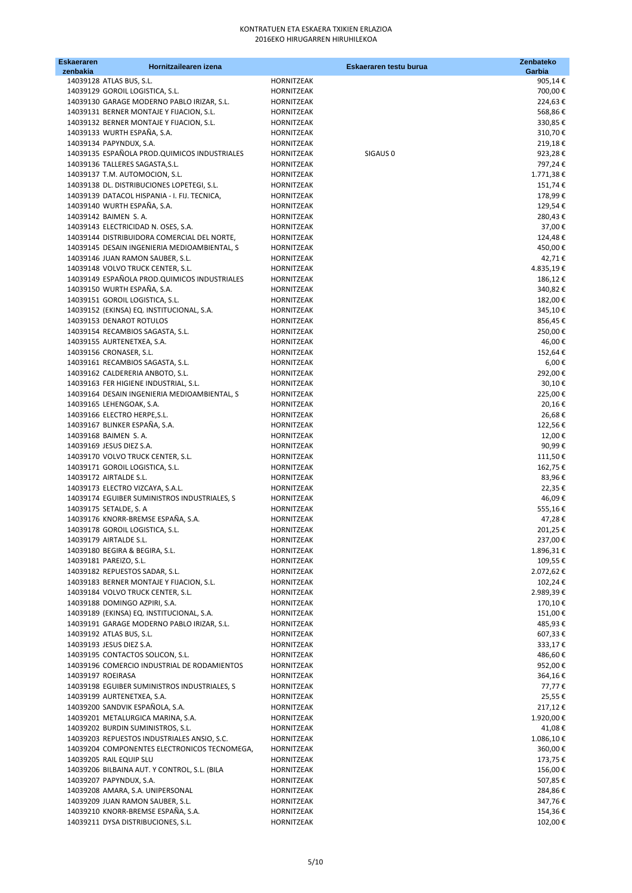KONTRATUEN ETA ESKAERA TXIKIEN ERLAZIOA
2016EKO HIRUGARREN HIRUHILEKOA

| Eskaeraren zenbakia | Hornitzailearen izena | | Eskaeraren testu burua | Zenbateko Garbia |
|---|---|---|---|---|
| 14039128 | ATLAS BUS, S.L. | HORNITZEAK | | 905,14 € |
| 14039129 | GOROIL LOGISTICA, S.L. | HORNITZEAK | | 700,00 € |
| 14039130 | GARAGE MODERNO PABLO IRIZAR, S.L. | HORNITZEAK | | 224,63 € |
| 14039131 | BERNER MONTAJE Y FIJACION, S.L. | HORNITZEAK | | 568,86 € |
| 14039132 | BERNER MONTAJE Y FIJACION, S.L. | HORNITZEAK | | 330,85 € |
| 14039133 | WURTH ESPAÑA, S.A. | HORNITZEAK | | 310,70 € |
| 14039134 | PAPYNDUX, S.A. | HORNITZEAK | | 219,18 € |
| 14039135 | ESPAÑOLA PROD.QUIMICOS INDUSTRIALES | HORNITZEAK | SIGAUS 0 | 923,28 € |
| 14039136 | TALLERES SAGASTA,S.L. | HORNITZEAK | | 797,24 € |
| 14039137 | T.M. AUTOMOCION, S.L. | HORNITZEAK | | 1.771,38 € |
| 14039138 | DL. DISTRIBUCIONES LOPETEGI, S.L. | HORNITZEAK | | 151,74 € |
| 14039139 | DATACOL HISPANIA - I. FIJ. TECNICA, | HORNITZEAK | | 178,99 € |
| 14039140 | WURTH ESPAÑA, S.A. | HORNITZEAK | | 129,54 € |
| 14039142 | BAIMEN S. A. | HORNITZEAK | | 280,43 € |
| 14039143 | ELECTRICIDAD N. OSES, S.A. | HORNITZEAK | | 37,00 € |
| 14039144 | DISTRIBUIDORA COMERCIAL DEL NORTE, | HORNITZEAK | | 124,48 € |
| 14039145 | DESAIN INGENIERIA MEDIOAMBIENTAL, S | HORNITZEAK | | 450,00 € |
| 14039146 | JUAN RAMON SAUBER, S.L. | HORNITZEAK | | 42,71 € |
| 14039148 | VOLVO TRUCK CENTER, S.L. | HORNITZEAK | | 4.835,19 € |
| 14039149 | ESPAÑOLA PROD.QUIMICOS INDUSTRIALES | HORNITZEAK | | 186,12 € |
| 14039150 | WURTH ESPAÑA, S.A. | HORNITZEAK | | 340,82 € |
| 14039151 | GOROIL LOGISTICA, S.L. | HORNITZEAK | | 182,00 € |
| 14039152 | (EKINSA) EQ. INSTITUCIONAL, S.A. | HORNITZEAK | | 345,10 € |
| 14039153 | DENAROT ROTULOS | HORNITZEAK | | 856,45 € |
| 14039154 | RECAMBIOS SAGASTA, S.L. | HORNITZEAK | | 250,00 € |
| 14039155 | AURTENETXEA, S.A. | HORNITZEAK | | 46,00 € |
| 14039156 | CRONASER, S.L. | HORNITZEAK | | 152,64 € |
| 14039161 | RECAMBIOS SAGASTA, S.L. | HORNITZEAK | | 6,00 € |
| 14039162 | CALDERERIA ANBOTO, S.L. | HORNITZEAK | | 292,00 € |
| 14039163 | FER HIGIENE INDUSTRIAL, S.L. | HORNITZEAK | | 30,10 € |
| 14039164 | DESAIN INGENIERIA MEDIOAMBIENTAL, S | HORNITZEAK | | 225,00 € |
| 14039165 | LEHENGOAK, S.A. | HORNITZEAK | | 20,16 € |
| 14039166 | ELECTRO HERPE,S.L. | HORNITZEAK | | 26,68 € |
| 14039167 | BLINKER ESPAÑA, S.A. | HORNITZEAK | | 122,56 € |
| 14039168 | BAIMEN S. A. | HORNITZEAK | | 12,00 € |
| 14039169 | JESUS DIEZ S.A. | HORNITZEAK | | 90,99 € |
| 14039170 | VOLVO TRUCK CENTER, S.L. | HORNITZEAK | | 111,50 € |
| 14039171 | GOROIL LOGISTICA, S.L. | HORNITZEAK | | 162,75 € |
| 14039172 | AIRTALDE S.L. | HORNITZEAK | | 83,96 € |
| 14039173 | ELECTRO VIZCAYA, S.A.L. | HORNITZEAK | | 22,35 € |
| 14039174 | EGUIBER SUMINISTROS INDUSTRIALES, S | HORNITZEAK | | 46,09 € |
| 14039175 | SETALDE, S. A | HORNITZEAK | | 555,16 € |
| 14039176 | KNORR-BREMSE ESPAÑA, S.A. | HORNITZEAK | | 47,28 € |
| 14039178 | GOROIL LOGISTICA, S.L. | HORNITZEAK | | 201,25 € |
| 14039179 | AIRTALDE S.L. | HORNITZEAK | | 237,00 € |
| 14039180 | BEGIRA & BEGIRA, S.L. | HORNITZEAK | | 1.896,31 € |
| 14039181 | PAREIZO, S.L. | HORNITZEAK | | 109,55 € |
| 14039182 | REPUESTOS SADAR, S.L. | HORNITZEAK | | 2.072,62 € |
| 14039183 | BERNER MONTAJE Y FIJACION, S.L. | HORNITZEAK | | 102,24 € |
| 14039184 | VOLVO TRUCK CENTER, S.L. | HORNITZEAK | | 2.989,39 € |
| 14039188 | DOMINGO AZPIRI, S.A. | HORNITZEAK | | 170,10 € |
| 14039189 | (EKINSA) EQ. INSTITUCIONAL, S.A. | HORNITZEAK | | 151,00 € |
| 14039191 | GARAGE MODERNO PABLO IRIZAR, S.L. | HORNITZEAK | | 485,93 € |
| 14039192 | ATLAS BUS, S.L. | HORNITZEAK | | 607,33 € |
| 14039193 | JESUS DIEZ S.A. | HORNITZEAK | | 333,17 € |
| 14039195 | CONTACTOS SOLICON, S.L. | HORNITZEAK | | 486,60 € |
| 14039196 | COMERCIO INDUSTRIAL DE RODAMIENTOS | HORNITZEAK | | 952,00 € |
| 14039197 | ROEIRASA | HORNITZEAK | | 364,16 € |
| 14039198 | EGUIBER SUMINISTROS INDUSTRIALES, S | HORNITZEAK | | 77,77 € |
| 14039199 | AURTENETXEA, S.A. | HORNITZEAK | | 25,55 € |
| 14039200 | SANDVIK ESPAÑOLA, S.A. | HORNITZEAK | | 217,12 € |
| 14039201 | METALURGICA MARINA, S.A. | HORNITZEAK | | 1.920,00 € |
| 14039202 | BURDIN SUMINISTROS, S.L. | HORNITZEAK | | 41,08 € |
| 14039203 | REPUESTOS INDUSTRIALES ANSIO, S.C. | HORNITZEAK | | 1.086,10 € |
| 14039204 | COMPONENTES ELECTRONICOS TECNOMEGA, | HORNITZEAK | | 360,00 € |
| 14039205 | RAIL EQUIP SLU | HORNITZEAK | | 173,75 € |
| 14039206 | BILBAINA AUT. Y CONTROL, S.L. (BILA | HORNITZEAK | | 156,00 € |
| 14039207 | PAPYNDUX, S.A. | HORNITZEAK | | 507,85 € |
| 14039208 | AMARA, S.A. UNIPERSONAL | HORNITZEAK | | 284,86 € |
| 14039209 | JUAN RAMON SAUBER, S.L. | HORNITZEAK | | 347,76 € |
| 14039210 | KNORR-BREMSE ESPAÑA, S.A. | HORNITZEAK | | 154,36 € |
| 14039211 | DYSA DISTRIBUCIONES, S.L. | HORNITZEAK | | 102,00 € |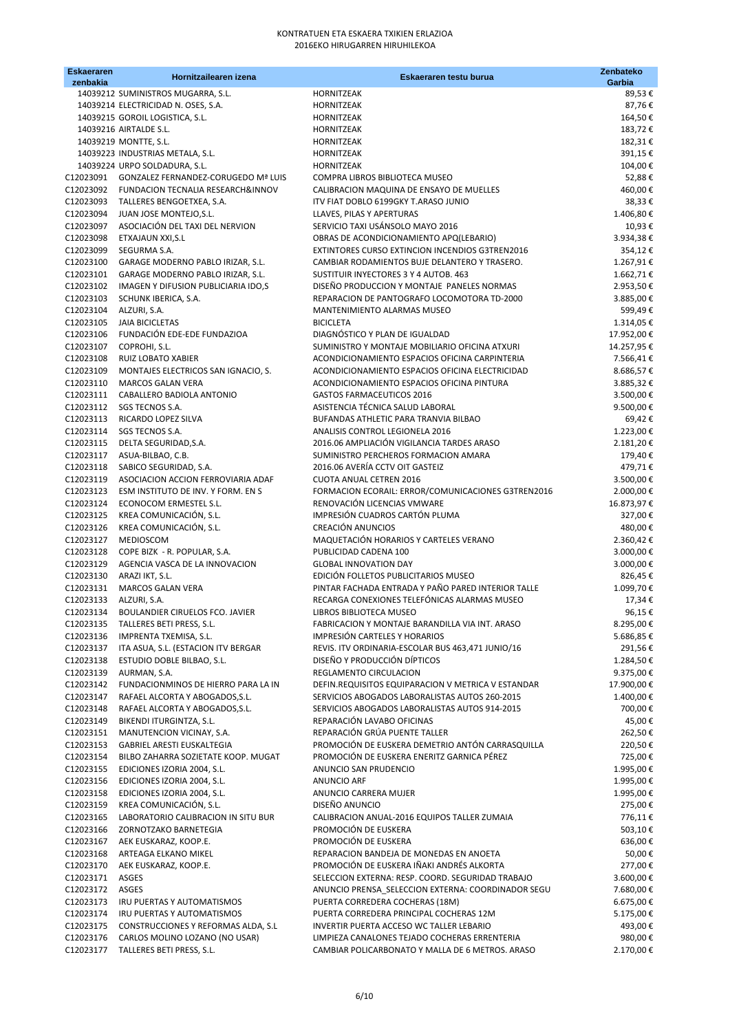KONTRATUEN ETA ESKAERA TXIKIEN ERLAZIOA
2016EKO HIRUGARREN HIRUHILEKOA

| Eskaeraren zenbakia | Hornitzailearen izena | Eskaeraren testu burua | Zenbateko Garbia |
|---|---|---|---|
| 14039212 | SUMINISTROS MUGARRA, S.L. | HORNITZEAK | 89,53 € |
| 14039214 | ELECTRICIDAD N. OSES, S.A. | HORNITZEAK | 87,76 € |
| 14039215 | GOROIL LOGISTICA, S.L. | HORNITZEAK | 164,50 € |
| 14039216 | AIRTALDE S.L. | HORNITZEAK | 183,72 € |
| 14039219 | MONTTE, S.L. | HORNITZEAK | 182,31 € |
| 14039223 | INDUSTRIAS METALA, S.L. | HORNITZEAK | 391,15 € |
| 14039224 | URPO SOLDADURA, S.L. | HORNITZEAK | 104,00 € |
| C12023091 | GONZALEZ FERNANDEZ-CORUGEDO Mª LUIS | COMPRA LIBROS BIBLIOTECA MUSEO | 52,88 € |
| C12023092 | FUNDACION TECNALIA RESEARCH&INNOV | CALIBRACION MAQUINA DE ENSAYO DE MUELLES | 460,00 € |
| C12023093 | TALLERES BENGOETXEA, S.A. | ITV FIAT DOBLO 6199GKY T.ARASO JUNIO | 38,33 € |
| C12023094 | JUAN JOSE MONTEJO,S.L. | LLAVES, PILAS Y APERTURAS | 1.406,80 € |
| C12023097 | ASOCIACIÓN DEL TAXI DEL NERVION | SERVICIO TAXI USÁNSOLO MAYO 2016 | 10,93 € |
| C12023098 | ETXAJAUN XXI,S.L | OBRAS DE ACONDICIONAMIENTO APQ(LEBARIO) | 3.934,38 € |
| C12023099 | SEGURMA S.A. | EXTINTORES CURSO EXTINCION INCENDIOS G3TREN2016 | 354,12 € |
| C12023100 | GARAGE MODERNO PABLO IRIZAR, S.L. | CAMBIAR RODAMIENTOS BUJE DELANTERO Y TRASERO. | 1.267,91 € |
| C12023101 | GARAGE MODERNO PABLO IRIZAR, S.L. | SUSTITUIR INYECTORES 3 Y 4 AUTOB. 463 | 1.662,71 € |
| C12023102 | IMAGEN Y DIFUSION PUBLICIARIA IDO,S | DISEÑO PRODUCCION Y MONTAJE PANELES NORMAS | 2.953,50 € |
| C12023103 | SCHUNK IBERICA, S.A. | REPARACION DE PANTOGRAFO LOCOMOTORA TD-2000 | 3.885,00 € |
| C12023104 | ALZURI, S.A. | MANTENIMIENTO ALARMAS MUSEO | 599,49 € |
| C12023105 | JAIA BICICLETAS | BICICLETA | 1.314,05 € |
| C12023106 | FUNDACIÓN EDE-EDE FUNDAZIOA | DIAGNÓSTICO Y PLAN DE IGUALDAD | 17.952,00 € |
| C12023107 | COPROHI, S.L. | SUMINISTRO Y MONTAJE MOBILIARIO OFICINA ATXURI | 14.257,95 € |
| C12023108 | RUIZ LOBATO XABIER | ACONDICIONAMIENTO ESPACIOS OFICINA CARPINTERIA | 7.566,41 € |
| C12023109 | MONTAJES ELECTRICOS SAN IGNACIO, S. | ACONDICIONAMIENTO ESPACIOS OFICINA ELECTRICIDAD | 8.686,57 € |
| C12023110 | MARCOS GALAN VERA | ACONDICIONAMIENTO ESPACIOS OFICINA PINTURA | 3.885,32 € |
| C12023111 | CABALLERO BADIOLA ANTONIO | GASTOS FARMACEUTICOS 2016 | 3.500,00 € |
| C12023112 | SGS TECNOS S.A. | ASISTENCIA TÉCNICA SALUD LABORAL | 9.500,00 € |
| C12023113 | RICARDO LOPEZ SILVA | BUFANDAS ATHLETIC PARA TRANVIA BILBAO | 69,42 € |
| C12023114 | SGS TECNOS S.A. | ANALISIS CONTROL LEGIONELA 2016 | 1.223,00 € |
| C12023115 | DELTA SEGURIDAD,S.A. | 2016.06 AMPLIACIÓN VIGILANCIA TARDES ARASO | 2.181,20 € |
| C12023117 | ASUA-BILBAO, C.B. | SUMINISTRO PERCHEROS FORMACION AMARA | 179,40 € |
| C12023118 | SABICO SEGURIDAD, S.A. | 2016.06 AVERÍA CCTV OIT GASTEIZ | 479,71 € |
| C12023119 | ASOCIACION ACCION FERROVIARIA ADAF | CUOTA ANUAL CETREN 2016 | 3.500,00 € |
| C12023123 | ESM INSTITUTO DE INV. Y FORM. EN S | FORMACION ECORAIL: ERROR/COMUNICACIONES G3TREN2016 | 2.000,00 € |
| C12023124 | ECONOCOM ERMESTEL S.L. | RENOVACIÓN LICENCIAS VMWARE | 16.873,97 € |
| C12023125 | KREA COMUNICACIÓN, S.L. | IMPRESIÓN CUADROS CARTÓN PLUMA | 327,00 € |
| C12023126 | KREA COMUNICACIÓN, S.L. | CREACIÓN ANUNCIOS | 480,00 € |
| C12023127 | MEDIOSCOM | MAQUETACIÓN HORARIOS Y CARTELES VERANO | 2.360,42 € |
| C12023128 | COPE BIZK - R. POPULAR, S.A. | PUBLICIDAD CADENA 100 | 3.000,00 € |
| C12023129 | AGENCIA VASCA DE LA INNOVACION | GLOBAL INNOVATION DAY | 3.000,00 € |
| C12023130 | ARAZI IKT, S.L. | EDICIÓN FOLLETOS PUBLICITARIOS MUSEO | 826,45 € |
| C12023131 | MARCOS GALAN VERA | PINTAR FACHADA ENTRADA Y PAÑO PARED INTERIOR TALLE | 1.099,70 € |
| C12023133 | ALZURI, S.A. | RECARGA CONEXIONES TELEFÓNICAS ALARMAS MUSEO | 17,34 € |
| C12023134 | BOULANDIER CIRUELOS FCO. JAVIER | LIBROS BIBLIOTECA MUSEO | 96,15 € |
| C12023135 | TALLERES BETI PRESS, S.L. | FABRICACION Y MONTAJE BARANDILLA VIA INT. ARASO | 8.295,00 € |
| C12023136 | IMPRENTA TXEMISA, S.L. | IMPRESIÓN CARTELES Y HORARIOS | 5.686,85 € |
| C12023137 | ITA ASUA, S.L. (ESTACION ITV BERGAR | REVIS. ITV ORDINARIA-ESCOLAR BUS 463,471 JUNIO/16 | 291,56 € |
| C12023138 | ESTUDIO DOBLE BILBAO, S.L. | DISEÑO Y PRODUCCIÓN DÍPTICOS | 1.284,50 € |
| C12023139 | AURMAN, S.A. | REGLAMENTO CIRCULACION | 9.375,00 € |
| C12023142 | FUNDACIONMINOS DE HIERRO PARA LA IN | DEFIN.REQUISITOS EQUIPARACION V METRICA V ESTANDAR | 17.900,00 € |
| C12023147 | RAFAEL ALCORTA Y ABOGADOS,S.L. | SERVICIOS ABOGADOS LABORALISTAS AUTOS 260-2015 | 1.400,00 € |
| C12023148 | RAFAEL ALCORTA Y ABOGADOS,S.L. | SERVICIOS ABOGADOS LABORALISTAS AUTOS 914-2015 | 700,00 € |
| C12023149 | BIKENDI ITURGINTZA, S.L. | REPARACIÓN LAVABO OFICINAS | 45,00 € |
| C12023151 | MANUTENCION VICINAY, S.A. | REPARACIÓN GRÚA PUENTE TALLER | 262,50 € |
| C12023153 | GABRIEL ARESTI EUSKALTEGIA | PROMOCIÓN DE EUSKERA DEMETRIO ANTÓN CARRASQUILLA | 220,50 € |
| C12023154 | BILBO ZAHARRA SOZIETATE KOOP. MUGAT | PROMOCIÓN DE EUSKERA ENERITZ GARNICA PÉREZ | 725,00 € |
| C12023155 | EDICIONES IZORIA 2004, S.L. | ANUNCIO SAN PRUDENCIO | 1.995,00 € |
| C12023156 | EDICIONES IZORIA 2004, S.L. | ANUNCIO ARF | 1.995,00 € |
| C12023158 | EDICIONES IZORIA 2004, S.L. | ANUNCIO CARRERA MUJER | 1.995,00 € |
| C12023159 | KREA COMUNICACIÓN, S.L. | DISEÑO ANUNCIO | 275,00 € |
| C12023165 | LABORATORIO CALIBRACION IN SITU BUR | CALIBRACION ANUAL-2016 EQUIPOS TALLER ZUMAIA | 776,11 € |
| C12023166 | ZORNOTZAKO BARNETEGIA | PROMOCIÓN DE EUSKERA | 503,10 € |
| C12023167 | AEK EUSKARAZ, KOOP.E. | PROMOCIÓN DE EUSKERA | 636,00 € |
| C12023168 | ARTEAGA ELKANO MIKEL | REPARACION BANDEJA DE MONEDAS EN ANOETA | 50,00 € |
| C12023170 | AEK EUSKARAZ, KOOP.E. | PROMOCIÓN DE EUSKERA IÑAKI ANDRÉS ALKORTA | 277,00 € |
| C12023171 | ASGES | SELECCION EXTERNA: RESP. COORD. SEGURIDAD TRABAJO | 3.600,00 € |
| C12023172 | ASGES | ANUNCIO PRENSA_SELECCION EXTERNA: COORDINADOR SEGU | 7.680,00 € |
| C12023173 | IRU PUERTAS Y AUTOMATISMOS | PUERTA CORREDERA COCHERAS (18M) | 6.675,00 € |
| C12023174 | IRU PUERTAS Y AUTOMATISMOS | PUERTA CORREDERA PRINCIPAL COCHERAS 12M | 5.175,00 € |
| C12023175 | CONSTRUCCIONES Y REFORMAS ALDA, S.L | INVERTIR PUERTA ACCESO WC TALLER LEBARIO | 493,00 € |
| C12023176 | CARLOS MOLINO LOZANO (NO USAR) | LIMPIEZA CANALONES TEJADO COCHERAS ERRENTERIA | 980,00 € |
| C12023177 | TALLERES BETI PRESS, S.L. | CAMBIAR POLICARBONATO Y MALLA DE 6 METROS. ARASO | 2.170,00 € |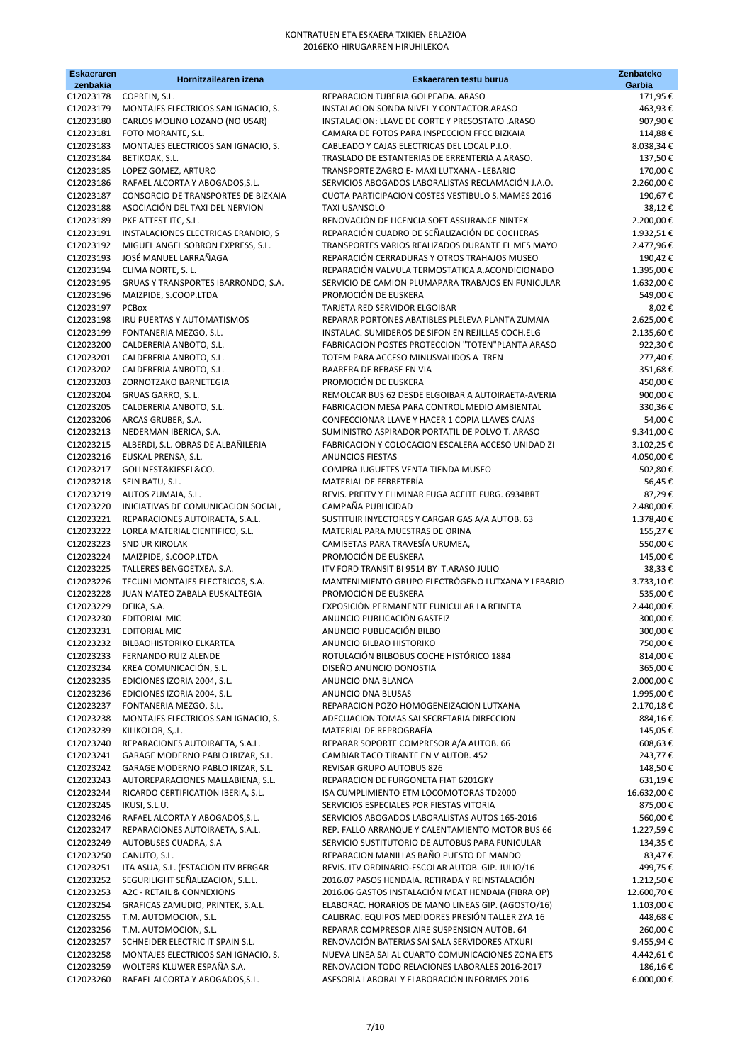# KONTRATUEN ETA ESKAERA TXIKIEN ERLAZIOA
## 2016EKO HIRUGARREN HIRUHILEKOA

| Eskaeraren zenbakia | Hornitzailearen izena | Eskaeraren testu burua | Zenbateko Garbia |
|---|---|---|---|
| C12023178 | COPREIN, S.L. | REPARACION TUBERIA GOLPEADA. ARASO | 171,95 € |
| C12023179 | MONTAJES ELECTRICOS SAN IGNACIO, S. | INSTALACION SONDA NIVEL Y CONTACTOR.ARASO | 463,93 € |
| C12023180 | CARLOS MOLINO LOZANO (NO USAR) | INSTALACION: LLAVE DE CORTE Y PRESOSTATO .ARASO | 907,90 € |
| C12023181 | FOTO MORANTE, S.L. | CAMARA DE FOTOS PARA INSPECCION FFCC BIZKAIA | 114,88 € |
| C12023183 | MONTAJES ELECTRICOS SAN IGNACIO, S. | CABLEADO Y CAJAS ELECTRICAS DEL LOCAL P.I.O. | 8.038,34 € |
| C12023184 | BETIKOAK, S.L. | TRASLADO DE ESTANTERIAS DE ERRENTERIA A ARASO. | 137,50 € |
| C12023185 | LOPEZ GOMEZ, ARTURO | TRANSPORTE ZAGRO E- MAXI LUTXANA - LEBARIO | 170,00 € |
| C12023186 | RAFAEL ALCORTA Y ABOGADOS,S.L. | SERVICIOS ABOGADOS LABORALISTAS RECLAMACIÓN J.A.O. | 2.260,00 € |
| C12023187 | CONSORCIO DE TRANSPORTES DE BIZKAIA | CUOTA PARTICIPACION COSTES VESTIBULO S.MAMES 2016 | 190,67 € |
| C12023188 | ASOCIACIÓN DEL TAXI DEL NERVION | TAXI USANSOLO | 38,12 € |
| C12023189 | PKF ATTEST ITC, S.L. | RENOVACIÓN DE LICENCIA SOFT ASSURANCE NINTEX | 2.200,00 € |
| C12023191 | INSTALACIONES ELECTRICAS ERANDIO, S | REPARACIÓN CUADRO DE SEÑALIZACIÓN DE COCHERAS | 1.932,51 € |
| C12023192 | MIGUEL ANGEL SOBRON EXPRESS, S.L. | TRANSPORTES VARIOS REALIZADOS DURANTE EL MES MAYO | 2.477,96 € |
| C12023193 | JOSÉ MANUEL LARRAÑAGA | REPARACIÓN CERRADURAS Y OTROS TRAHAJOS MUSEO | 190,42 € |
| C12023194 | CLIMA NORTE, S. L. | REPARACIÓN VALVULA TERMOSTATICA A.ACONDICIONADO | 1.395,00 € |
| C12023195 | GRUAS Y TRANSPORTES IBARRONDO, S.A. | SERVICIO DE CAMION PLUMAPARA TRABAJOS EN FUNICULAR | 1.632,00 € |
| C12023196 | MAIZPIDE, S.COOP.LTDA | PROMOCIÓN DE EUSKERA | 549,00 € |
| C12023197 | PCBox | TARJETA RED SERVIDOR ELGOIBAR | 8,02 € |
| C12023198 | IRU PUERTAS Y AUTOMATISMOS | REPARAR PORTONES ABATIBLES PLELEVA PLANTA ZUMAIA | 2.625,00 € |
| C12023199 | FONTANERIA MEZGO, S.L. | INSTALAC. SUMIDEROS DE SIFON EN REJILLAS COCH.ELG | 2.135,60 € |
| C12023200 | CALDERERIA ANBOTO, S.L. | FABRICACION POSTES PROTECCION "TOTEN"PLANTA ARASO | 922,30 € |
| C12023201 | CALDERERIA ANBOTO, S.L. | TOTEM PARA ACCESO MINUSVALIDOS A TREN | 277,40 € |
| C12023202 | CALDERERIA ANBOTO, S.L. | BAARERA DE REBASE EN VIA | 351,68 € |
| C12023203 | ZORNOTZAKO BARNETEGIA | PROMOCIÓN DE EUSKERA | 450,00 € |
| C12023204 | GRUAS GARRO, S. L. | REMOLCAR BUS 62 DESDE ELGOIBAR A AUTOIRAETA-AVERIA | 900,00 € |
| C12023205 | CALDERERIA ANBOTO, S.L. | FABRICACION MESA PARA CONTROL MEDIO AMBIENTAL | 330,36 € |
| C12023206 | ARCAS GRUBER, S.A. | CONFECCIONAR LLAVE Y HACER 1 COPIA LLAVES CAJAS | 54,00 € |
| C12023213 | NEDERMAN IBERICA, S.A. | SUMINISTRO ASPIRADOR PORTATIL DE POLVO T. ARASO | 9.341,00 € |
| C12023215 | ALBERDI, S.L. OBRAS DE ALBAÑILERIA | FABRICACION Y COLOCACION ESCALERA ACCESO UNIDAD ZI | 3.102,25 € |
| C12023216 | EUSKAL PRENSA, S.L. | ANUNCIOS FIESTAS | 4.050,00 € |
| C12023217 | GOLLNEST&KIESEL&CO. | COMPRA JUGUETES VENTA TIENDA MUSEO | 502,80 € |
| C12023218 | SEIN BATU, S.L. | MATERIAL DE FERRETERÍA | 56,45 € |
| C12023219 | AUTOS ZUMAIA, S.L. | REVIS. PREITV Y ELIMINAR FUGA ACEITE FURG. 6934BRT | 87,29 € |
| C12023220 | INICIATIVAS DE COMUNICACION SOCIAL, | CAMPAÑA PUBLICIDAD | 2.480,00 € |
| C12023221 | REPARACIONES AUTOIRAETA, S.A.L. | SUSTITUIR INYECTORES Y CARGAR GAS A/A AUTOB. 63 | 1.378,40 € |
| C12023222 | LOREA MATERIAL CIENTIFICO, S.L. | MATERIAL PARA MUESTRAS DE ORINA | 155,27 € |
| C12023223 | SND UR KIROLAK | CAMISETAS PARA TRAVESÍA URUMEA, | 550,00 € |
| C12023224 | MAIZPIDE, S.COOP.LTDA | PROMOCIÓN DE EUSKERA | 145,00 € |
| C12023225 | TALLERES BENGOETXEA, S.A. | ITV FORD TRANSIT BI 9514 BY T.ARASO JULIO | 38,33 € |
| C12023226 | TECUNI MONTAJES ELECTRICOS, S.A. | MANTENIMIENTO GRUPO ELECTRÓGENO LUTXANA Y LEBARIO | 3.733,10 € |
| C12023228 | JUAN MATEO ZABALA EUSKALTEGIA | PROMOCIÓN DE EUSKERA | 535,00 € |
| C12023229 | DEIKA, S.A. | EXPOSICIÓN PERMANENTE FUNICULAR LA REINETA | 2.440,00 € |
| C12023230 | EDITORIAL MIC | ANUNCIO PUBLICACIÓN GASTEIZ | 300,00 € |
| C12023231 | EDITORIAL MIC | ANUNCIO PUBLICACIÓN BILBO | 300,00 € |
| C12023232 | BILBAOHISTORIKO ELKARTEA | ANUNCIO BILBAO HISTORIKO | 750,00 € |
| C12023233 | FERNANDO RUIZ ALENDE | ROTULACIÓN BILBOBUS COCHE HISTÓRICO 1884 | 814,00 € |
| C12023234 | KREA COMUNICACIÓN, S.L. | DISEÑO ANUNCIO DONOSTIA | 365,00 € |
| C12023235 | EDICIONES IZORIA 2004, S.L. | ANUNCIO DNA BLANCA | 2.000,00 € |
| C12023236 | EDICIONES IZORIA 2004, S.L. | ANUNCIO DNA BLUSAS | 1.995,00 € |
| C12023237 | FONTANERIA MEZGO, S.L. | REPARACION POZO HOMOGENEIZACION LUTXANA | 2.170,18 € |
| C12023238 | MONTAJES ELECTRICOS SAN IGNACIO, S. | ADECUACION TOMAS SAI SECRETARIA DIRECCION | 884,16 € |
| C12023239 | KILIKOLOR, S,.L. | MATERIAL DE REPROGRAFÍA | 145,05 € |
| C12023240 | REPARACIONES AUTOIRAETA, S.A.L. | REPARAR SOPORTE COMPRESOR A/A AUTOB. 66 | 608,63 € |
| C12023241 | GARAGE MODERNO PABLO IRIZAR, S.L. | CAMBIAR TACO TIRANTE EN V AUTOB. 452 | 243,77 € |
| C12023242 | GARAGE MODERNO PABLO IRIZAR, S.L. | REVISAR GRUPO AUTOBUS 826 | 148,50 € |
| C12023243 | AUTOREPARACIONES MALLABIENA, S.L. | REPARACION DE FURGONETA FIAT 6201GKY | 631,19 € |
| C12023244 | RICARDO CERTIFICATION IBERIA, S.L. | ISA CUMPLIMIENTO ETM LOCOMOTORAS TD2000 | 16.632,00 € |
| C12023245 | IKUSI, S.L.U. | SERVICIOS ESPECIALES POR FIESTAS VITORIA | 875,00 € |
| C12023246 | RAFAEL ALCORTA Y ABOGADOS,S.L. | SERVICIOS ABOGADOS LABORALISTAS AUTOS 165-2016 | 560,00 € |
| C12023247 | REPARACIONES AUTOIRAETA, S.A.L. | REP. FALLO ARRANQUE Y CALENTAMIENTO MOTOR BUS 66 | 1.227,59 € |
| C12023249 | AUTOBUSES CUADRA, S.A | SERVICIO SUSTITUTORIO DE AUTOBUS PARA FUNICULAR | 134,35 € |
| C12023250 | CANUTO, S.L. | REPARACION MANILLAS BAÑO PUESTO DE MANDO | 83,47 € |
| C12023251 | ITA ASUA, S.L. (ESTACION ITV BERGAR | REVIS. ITV ORDINARIO-ESCOLAR AUTOB. GIP. JULIO/16 | 499,75 € |
| C12023252 | SEGURILIGHT SEÑALIZACION, S.L.L. | 2016.07 PASOS HENDAIA. RETIRADA Y REINSTALACIÓN | 1.212,50 € |
| C12023253 | A2C - RETAIL & CONNEXIONS | 2016.06 GASTOS INSTALACIÓN MEAT HENDAIA (FIBRA OP) | 12.600,70 € |
| C12023254 | GRAFICAS ZAMUDIO, PRINTEK, S.A.L. | ELABORAC. HORARIOS DE MANO LINEAS GIP. (AGOSTO/16) | 1.103,00 € |
| C12023255 | T.M. AUTOMOCION, S.L. | CALIBRAC. EQUIPOS MEDIDORES PRESIÓN TALLER ZYA 16 | 448,68 € |
| C12023256 | T.M. AUTOMOCION, S.L. | REPARAR COMPRESOR AIRE SUSPENSION AUTOB. 64 | 260,00 € |
| C12023257 | SCHNEIDER ELECTRIC IT SPAIN S.L. | RENOVACIÓN BATERIAS SAI SALA SERVIDORES ATXURI | 9.455,94 € |
| C12023258 | MONTAJES ELECTRICOS SAN IGNACIO, S. | NUEVA LINEA SAI AL CUARTO COMUNICACIONES ZONA ETS | 4.442,61 € |
| C12023259 | WOLTERS KLUWER ESPAÑA S.A. | RENOVACION TODO RELACIONES LABORALES 2016-2017 | 186,16 € |
| C12023260 | RAFAEL ALCORTA Y ABOGADOS,S.L. | ASESORIA LABORAL Y ELABORACIÓN INFORMES 2016 | 6.000,00 € |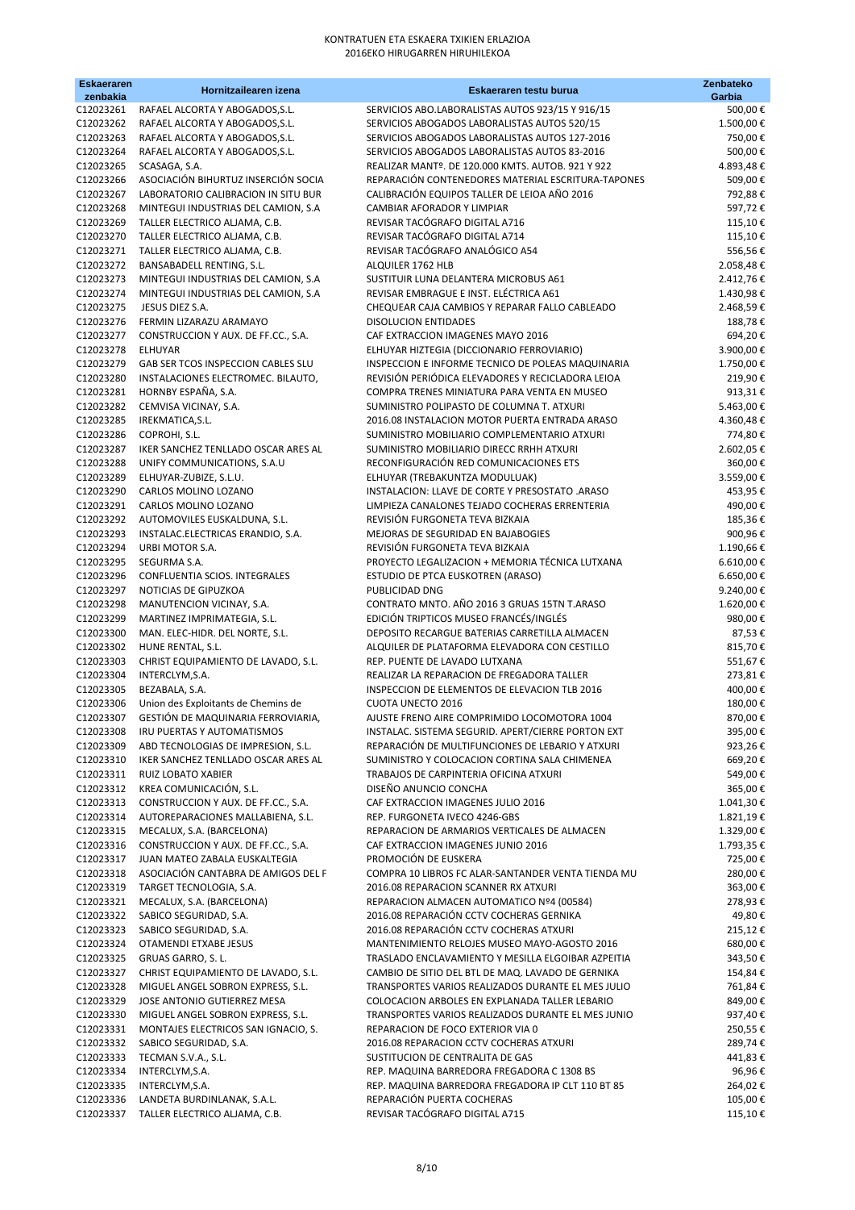# KONTRATUEN ETA ESKAERA TXIKIEN ERLAZIOA
## 2016EKO HIRUGARREN HIRUHILEKOA

| Eskaeraren zenbakia | Hornitzailearen izena | Eskaeraren testu burua | Zenbateko Garbia |
|---|---|---|---|
| C12023261 | RAFAEL ALCORTA Y ABOGADOS,S.L. | SERVICIOS ABO.LABORALISTAS AUTOS 923/15 Y 916/15 | 500,00 € |
| C12023262 | RAFAEL ALCORTA Y ABOGADOS,S.L. | SERVICIOS ABOGADOS LABORALISTAS AUTOS 520/15 | 1.500,00 € |
| C12023263 | RAFAEL ALCORTA Y ABOGADOS,S.L. | SERVICIOS ABOGADOS LABORALISTAS AUTOS 127-2016 | 750,00 € |
| C12023264 | RAFAEL ALCORTA Y ABOGADOS,S.L. | SERVICIOS ABOGADOS LABORALISTAS AUTOS 83-2016 | 500,00 € |
| C12023265 | SCASAGA, S.A. | REALIZAR MANTº. DE 120.000 KMTS. AUTOB. 921 Y 922 | 4.893,48 € |
| C12023266 | ASOCIACIÓN BIHURTUZ INSERCIÓN SOCIA | REPARACIÓN CONTENEDORES MATERIAL ESCRITURA-TAPONES | 509,00 € |
| C12023267 | LABORATORIO CALIBRACION IN SITU BUR | CALIBRACIÓN EQUIPOS TALLER DE LEIOA AÑO 2016 | 792,88 € |
| C12023268 | MINTEGUI INDUSTRIAS DEL CAMION, S.A | CAMBIAR AFORADOR Y LIMPIAR | 597,72 € |
| C12023269 | TALLER ELECTRICO ALJAMA, C.B. | REVISAR TACÓGRAFO DIGITAL A716 | 115,10 € |
| C12023270 | TALLER ELECTRICO ALJAMA, C.B. | REVISAR TACÓGRAFO DIGITAL A714 | 115,10 € |
| C12023271 | TALLER ELECTRICO ALJAMA, C.B. | REVISAR TACÓGRAFO ANALÓGICO A54 | 556,56 € |
| C12023272 | BANSABADELL RENTING, S.L. | ALQUILER 1762 HLB | 2.058,48 € |
| C12023273 | MINTEGUI INDUSTRIAS DEL CAMION, S.A | SUSTITUIR LUNA DELANTERA MICROBUS A61 | 2.412,76 € |
| C12023274 | MINTEGUI INDUSTRIAS DEL CAMION, S.A | REVISAR EMBRAGUE E INST. ELÉCTRICA A61 | 1.430,98 € |
| C12023275 | JESUS DIEZ S.A. | CHEQUEAR CAJA CAMBIOS Y REPARAR FALLO CABLEADO | 2.468,59 € |
| C12023276 | FERMIN LIZARAZU ARAMAYO | DISOLUCION ENTIDADES | 188,78 € |
| C12023277 | CONSTRUCCION Y AUX. DE FF.CC., S.A. | CAF EXTRACCION IMAGENES MAYO 2016 | 694,20 € |
| C12023278 | ELHUYAR | ELHUYAR HIZTEGIA (DICCIONARIO FERROVIARIO) | 3.900,00 € |
| C12023279 | GAB SER TCOS INSPECCION CABLES SLU | INSPECCION E INFORME TECNICO DE POLEAS MAQUINARIA | 1.750,00 € |
| C12023280 | INSTALACIONES ELECTROMEC. BILAUTO, | REVISIÓN PERIÓDICA ELEVADORES Y RECICLADORA LEIOA | 219,90 € |
| C12023281 | HORNBY ESPAÑA, S.A. | COMPRA TRENES MINIATURA PARA VENTA EN MUSEO | 913,31 € |
| C12023282 | CEMVISA VICINAY, S.A. | SUMINISTRO POLIPASTO DE COLUMNA T. ATXURI | 5.463,00 € |
| C12023285 | IREKMATICA,S.L. | 2016.08 INSTALACION MOTOR PUERTA ENTRADA ARASO | 4.360,48 € |
| C12023286 | COPROHI, S.L. | SUMINISTRO MOBILIARIO COMPLEMENTARIO ATXURI | 774,80 € |
| C12023287 | IKER SANCHEZ TENLLADO OSCAR ARES AL | SUMINISTRO MOBILIARIO DIRECC RRHH ATXURI | 2.602,05 € |
| C12023288 | UNIFY COMMUNICATIONS, S.A.U | RECONFIGURACIÓN RED COMUNICACIONES ETS | 360,00 € |
| C12023289 | ELHUYAR-ZUBIZE, S.L.U. | ELHUYAR (TREBAKUNTZA MODULUAK) | 3.559,00 € |
| C12023290 | CARLOS MOLINO LOZANO | INSTALACION: LLAVE DE CORTE Y PRESOSTATO .ARASO | 453,95 € |
| C12023291 | CARLOS MOLINO LOZANO | LIMPIEZA CANALONES TEJADO COCHERAS ERRENTERIA | 490,00 € |
| C12023292 | AUTOMOVILES EUSKALDUNA, S.L. | REVISIÓN FURGONETA TEVA BIZKAIA | 185,36 € |
| C12023293 | INSTALAC.ELECTRICAS ERANDIO, S.A. | MEJORAS DE SEGURIDAD EN BAJABOGIES | 900,96 € |
| C12023294 | URBI MOTOR S.A. | REVISIÓN FURGONETA TEVA BIZKAIA | 1.190,66 € |
| C12023295 | SEGURMA S.A. | PROYECTO LEGALIZACION + MEMORIA TÉCNICA LUTXANA | 6.610,00 € |
| C12023296 | CONFLUENTIA SCIOS. INTEGRALES | ESTUDIO DE PTCA EUSKOTREN (ARASO) | 6.650,00 € |
| C12023297 | NOTICIAS DE GIPUZKOA | PUBLICIDAD DNG | 9.240,00 € |
| C12023298 | MANUTENCION VICINAY, S.A. | CONTRATO MNTO. AÑO 2016 3 GRUAS 15TN T.ARASO | 1.620,00 € |
| C12023299 | MARTINEZ IMPRIMATEGIA, S.L. | EDICIÓN TRIPTICOS MUSEO FRANCÉS/INGLÉS | 980,00 € |
| C12023300 | MAN. ELEC-HIDR. DEL NORTE, S.L. | DEPOSITO RECARGUE BATERIAS CARRETILLA ALMACEN | 87,53 € |
| C12023302 | HUNE RENTAL, S.L. | ALQUILER DE PLATAFORMA ELEVADORA CON CESTILLO | 815,70 € |
| C12023303 | CHRIST EQUIPAMIENTO DE LAVADO, S.L. | REP. PUENTE DE LAVADO LUTXANA | 551,67 € |
| C12023304 | INTERCLYM,S.A. | REALIZAR LA REPARACION DE FREGADORA TALLER | 273,81 € |
| C12023305 | BEZABALA, S.A. | INSPECCION DE ELEMENTOS DE ELEVACION TLB 2016 | 400,00 € |
| C12023306 | Union des Exploitants de Chemins de | CUOTA UNECTO 2016 | 180,00 € |
| C12023307 | GESTIÓN DE MAQUINARIA FERROVIARIA, | AJUSTE FRENO AIRE COMPRIMIDO LOCOMOTORA 1004 | 870,00 € |
| C12023308 | IRU PUERTAS Y AUTOMATISMOS | INSTALAC. SISTEMA SEGURID. APERT/CIERRE PORTON EXT | 395,00 € |
| C12023309 | ABD TECNOLOGIAS DE IMPRESION, S.L. | REPARACIÓN DE MULTIFUNCIONES DE LEBARIO Y ATXURI | 923,26 € |
| C12023310 | IKER SANCHEZ TENLLADO OSCAR ARES AL | SUMINISTRO Y COLOCACION CORTINA SALA CHIMENEA | 669,20 € |
| C12023311 | RUIZ LOBATO XABIER | TRABAJOS DE CARPINTERIA OFICINA ATXURI | 549,00 € |
| C12023312 | KREA COMUNICACIÓN, S.L. | DISEÑO ANUNCIO CONCHA | 365,00 € |
| C12023313 | CONSTRUCCION Y AUX. DE FF.CC., S.A. | CAF EXTRACCION IMAGENES JULIO 2016 | 1.041,30 € |
| C12023314 | AUTOREPARACIONES MALLABIENA, S.L. | REP. FURGONETA IVECO 4246-GBS | 1.821,19 € |
| C12023315 | MECALUX, S.A. (BARCELONA) | REPARACION DE ARMARIOS VERTICALES DE ALMACEN | 1.329,00 € |
| C12023316 | CONSTRUCCION Y AUX. DE FF.CC., S.A. | CAF EXTRACCION IMAGENES JUNIO 2016 | 1.793,35 € |
| C12023317 | JUAN MATEO ZABALA EUSKALTEGIA | PROMOCIÓN DE EUSKERA | 725,00 € |
| C12023318 | ASOCIACIÓN CANTABRA DE AMIGOS DEL F | COMPRA 10 LIBROS FC ALAR-SANTANDER VENTA TIENDA MU | 280,00 € |
| C12023319 | TARGET TECNOLOGIA, S.A. | 2016.08 REPARACION SCANNER RX ATXURI | 363,00 € |
| C12023321 | MECALUX, S.A. (BARCELONA) | REPARACION ALMACEN AUTOMATICO Nº4 (00584) | 278,93 € |
| C12023322 | SABICO SEGURIDAD, S.A. | 2016.08 REPARACIÓN CCTV COCHERAS GERNIKA | 49,80 € |
| C12023323 | SABICO SEGURIDAD, S.A. | 2016.08 REPARACIÓN CCTV COCHERAS ATXURI | 215,12 € |
| C12023324 | OTAMENDI ETXABE JESUS | MANTENIMIENTO RELOJES MUSEO MAYO-AGOSTO 2016 | 680,00 € |
| C12023325 | GRUAS GARRO, S. L. | TRASLADO ENCLAVAMIENTO Y MESILLA ELGOIBAR AZPEITIA | 343,50 € |
| C12023327 | CHRIST EQUIPAMIENTO DE LAVADO, S.L. | CAMBIO DE SITIO DEL BTL DE MAQ. LAVADO DE GERNIKA | 154,84 € |
| C12023328 | MIGUEL ANGEL SOBRON EXPRESS, S.L. | TRANSPORTES VARIOS REALIZADOS DURANTE EL MES JULIO | 761,84 € |
| C12023329 | JOSE ANTONIO GUTIERREZ MESA | COLOCACION ARBOLES EN EXPLANADA TALLER LEBARIO | 849,00 € |
| C12023330 | MIGUEL ANGEL SOBRON EXPRESS, S.L. | TRANSPORTES VARIOS REALIZADOS DURANTE EL MES JUNIO | 937,40 € |
| C12023331 | MONTAJES ELECTRICOS SAN IGNACIO, S. | REPARACION DE FOCO EXTERIOR VIA 0 | 250,55 € |
| C12023332 | SABICO SEGURIDAD, S.A. | 2016.08 REPARACION CCTV COCHERAS ATXURI | 289,74 € |
| C12023333 | TECMAN S.V.A., S.L. | SUSTITUCION DE CENTRALITA DE GAS | 441,83 € |
| C12023334 | INTERCLYM,S.A. | REP. MAQUINA BARREDORA FREGADORA C 1308 BS | 96,96 € |
| C12023335 | INTERCLYM,S.A. | REP. MAQUINA BARREDORA FREGADORA IP CLT 110 BT 85 | 264,02 € |
| C12023336 | LANDETA BURDINLANAK, S.A.L. | REPARACIÓN PUERTA COCHERAS | 105,00 € |
| C12023337 | TALLER ELECTRICO ALJAMA, C.B. | REVISAR TACÓGRAFO DIGITAL A715 | 115,10 € |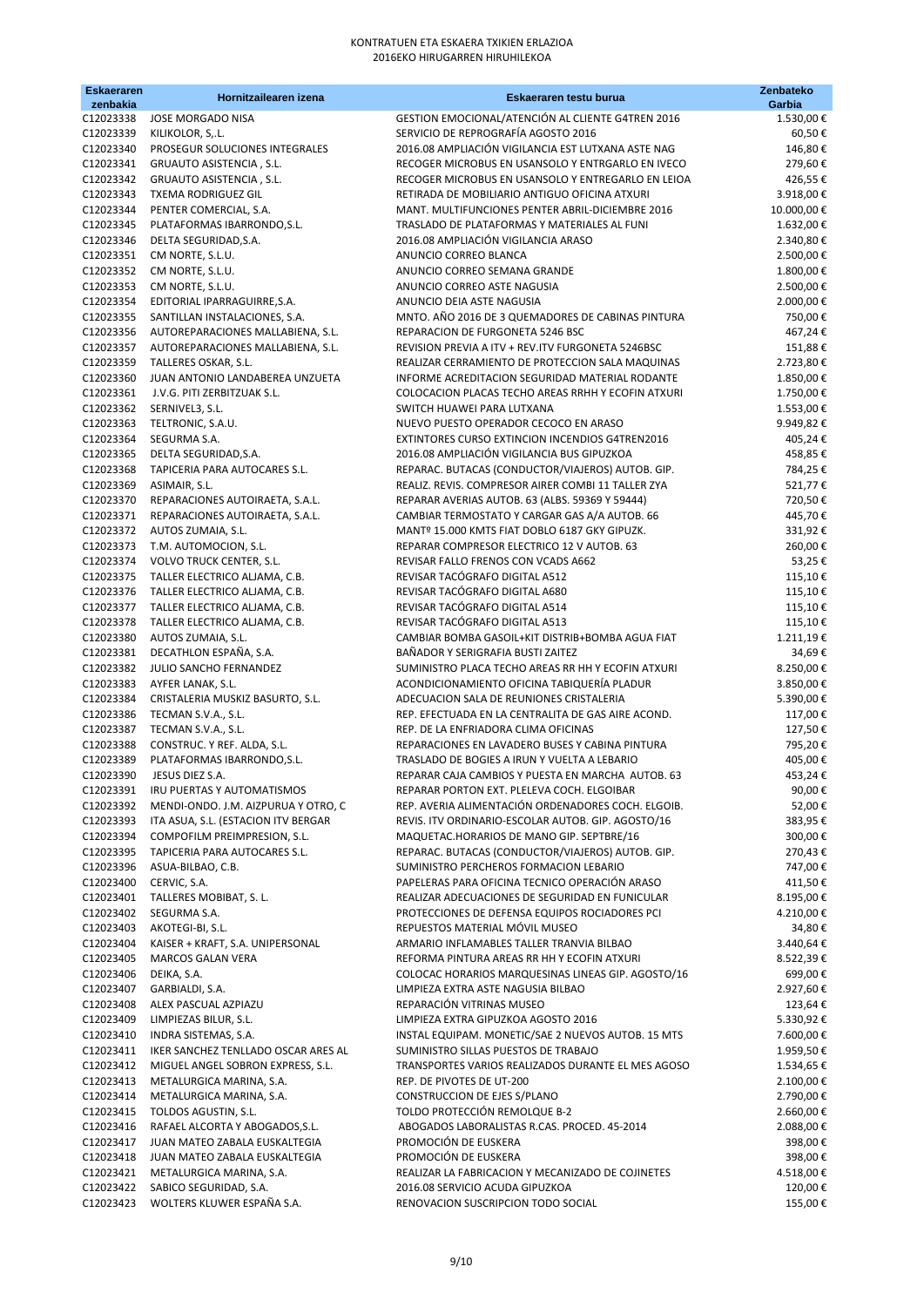KONTRATUEN ETA ESKAERA TXIKIEN ERLAZIOA
2016EKO HIRUGARREN HIRUHILEKOA

| Eskaeraren zenbakia | Hornitzailearen izena | Eskaeraren testu burua | Zenbateko Garbia |
|---|---|---|---|
| C12023338 | JOSE MORGADO NISA | GESTION EMOCIONAL/ATENCIÓN AL CLIENTE G4TREN 2016 | 1.530,00 € |
| C12023339 | KILIKOLOR, S,.L. | SERVICIO DE REPROGRAFÍA AGOSTO 2016 | 60,50 € |
| C12023340 | PROSEGUR SOLUCIONES INTEGRALES | 2016.08 AMPLIACIÓN VIGILANCIA EST LUTXANA ASTE NAG | 146,80 € |
| C12023341 | GRUAUTO ASISTENCIA , S.L. | RECOGER MICROBUS EN USANSOLO Y ENTRGARLO EN IVECO | 279,60 € |
| C12023342 | GRUAUTO ASISTENCIA , S.L. | RECOGER MICROBUS EN USANSOLO Y ENTREGARLO EN LEIOA | 426,55 € |
| C12023343 | TXEMA RODRIGUEZ GIL | RETIRADA DE MOBILIARIO ANTIGUO OFICINA ATXURI | 3.918,00 € |
| C12023344 | PENTER COMERCIAL, S.A. | MANT. MULTIFUNCIONES PENTER ABRIL-DICIEMBRE 2016 | 10.000,00 € |
| C12023345 | PLATAFORMAS IBARRONDO,S.L. | TRASLADO DE PLATAFORMAS Y MATERIALES AL FUNI | 1.632,00 € |
| C12023346 | DELTA SEGURIDAD,S.A. | 2016.08 AMPLIACIÓN VIGILANCIA ARASO | 2.340,80 € |
| C12023351 | CM NORTE, S.L.U. | ANUNCIO CORREO BLANCA | 2.500,00 € |
| C12023352 | CM NORTE, S.L.U. | ANUNCIO CORREO SEMANA GRANDE | 1.800,00 € |
| C12023353 | CM NORTE, S.L.U. | ANUNCIO CORREO ASTE NAGUSIA | 2.500,00 € |
| C12023354 | EDITORIAL IPARRAGUIRRE,S.A. | ANUNCIO DEIA ASTE NAGUSIA | 2.000,00 € |
| C12023355 | SANTILLAN INSTALACIONES, S.A. | MNTO. AÑO 2016 DE 3 QUEMADORES DE CABINAS PINTURA | 750,00 € |
| C12023356 | AUTOREPARACIONES MALLABIENA, S.L. | REPARACION DE FURGONETA 5246 BSC | 467,24 € |
| C12023357 | AUTOREPARACIONES MALLABIENA, S.L. | REVISION PREVIA A ITV + REV.ITV FURGONETA 5246BSC | 151,88 € |
| C12023359 | TALLERES OSKAR, S.L. | REALIZAR CERRAMIENTO DE PROTECCION SALA MAQUINAS | 2.723,80 € |
| C12023360 | JUAN ANTONIO LANDABEREA UNZUETA | INFORME ACREDITACION SEGURIDAD MATERIAL RODANTE | 1.850,00 € |
| C12023361 | J.V.G. PITI ZERBITZUAK S.L. | COLOCACION PLACAS TECHO AREAS RRHH Y ECOFIN ATXURI | 1.750,00 € |
| C12023362 | SERNIVEL3, S.L. | SWITCH HUAWEI PARA LUTXANA | 1.553,00 € |
| C12023363 | TELTRONIC, S.A.U. | NUEVO PUESTO OPERADOR CECOCO EN ARASO | 9.949,82 € |
| C12023364 | SEGURMA S.A. | EXTINTORES CURSO EXTINCION INCENDIOS G4TREN2016 | 405,24 € |
| C12023365 | DELTA SEGURIDAD,S.A. | 2016.08 AMPLIACIÓN VIGILANCIA BUS GIPUZKOA | 458,85 € |
| C12023368 | TAPICERIA PARA AUTOCARES S.L. | REPARAC. BUTACAS (CONDUCTOR/VIAJEROS) AUTOB. GIP. | 784,25 € |
| C12023369 | ASIMAIR, S.L. | REALIZ. REVIS. COMPRESOR AIRER COMBI 11 TALLER ZYA | 521,77 € |
| C12023370 | REPARACIONES AUTOIRAETA, S.A.L. | REPARAR AVERIAS AUTOB. 63 (ALBS. 59369 Y 59444) | 720,50 € |
| C12023371 | REPARACIONES AUTOIRAETA, S.A.L. | CAMBIAR TERMOSTATO Y CARGAR GAS A/A AUTOB. 66 | 445,70 € |
| C12023372 | AUTOS ZUMAIA, S.L. | MANTº 15.000 KMTS FIAT DOBLO 6187 GKY GIPUZK. | 331,92 € |
| C12023373 | T.M. AUTOMOCION, S.L. | REPARAR COMPRESOR ELECTRICO 12 V AUTOB. 63 | 260,00 € |
| C12023374 | VOLVO TRUCK CENTER, S.L. | REVISAR FALLO FRENOS CON VCADS A662 | 53,25 € |
| C12023375 | TALLER ELECTRICO ALJAMA, C.B. | REVISAR TACÓGRAFO DIGITAL A512 | 115,10 € |
| C12023376 | TALLER ELECTRICO ALJAMA, C.B. | REVISAR TACÓGRAFO DIGITAL A680 | 115,10 € |
| C12023377 | TALLER ELECTRICO ALJAMA, C.B. | REVISAR TACÓGRAFO DIGITAL A514 | 115,10 € |
| C12023378 | TALLER ELECTRICO ALJAMA, C.B. | REVISAR TACÓGRAFO DIGITAL A513 | 115,10 € |
| C12023380 | AUTOS ZUMAIA, S.L. | CAMBIAR BOMBA GASOIL+KIT DISTRIB+BOMBA AGUA FIAT | 1.211,19 € |
| C12023381 | DECATHLON ESPAÑA, S.A. | BAÑADOR Y SERIGRAFIA BUSTI ZAITEZ | 34,69 € |
| C12023382 | JULIO SANCHO FERNANDEZ | SUMINISTRO PLACA TECHO AREAS RR HH Y ECOFIN ATXURI | 8.250,00 € |
| C12023383 | AYFER LANAK, S.L. | ACONDICIONAMIENTO OFICINA TABIQUERÍA PLADUR | 3.850,00 € |
| C12023384 | CRISTALERIA MUSKIZ BASURTO, S.L. | ADECUACION SALA DE REUNIONES CRISTALERIA | 5.390,00 € |
| C12023386 | TECMAN S.V.A., S.L. | REP. EFECTUADA EN LA CENTRALITA DE GAS AIRE ACOND. | 117,00 € |
| C12023387 | TECMAN S.V.A., S.L. | REP. DE LA ENFRIADORA CLIMA OFICINAS | 127,50 € |
| C12023388 | CONSTRUC. Y REF. ALDA, S.L. | REPARACIONES EN LAVADERO BUSES Y CABINA PINTURA | 795,20 € |
| C12023389 | PLATAFORMAS IBARRONDO,S.L. | TRASLADO DE BOGIES A IRUN Y VUELTA A LEBARIO | 405,00 € |
| C12023390 | JESUS DIEZ S.A. | REPARAR CAJA CAMBIOS Y PUESTA EN MARCHA AUTOB. 63 | 453,24 € |
| C12023391 | IRU PUERTAS Y AUTOMATISMOS | REPARAR PORTON EXT. PLELEVA COCH. ELGOIBAR | 90,00 € |
| C12023392 | MENDI-ONDO. J.M. AIZPURUA Y OTRO, C | REP. AVERIA ALIMENTACIÓN ORDENADORES COCH. ELGOIB. | 52,00 € |
| C12023393 | ITA ASUA, S.L. (ESTACION ITV BERGAR | REVIS. ITV ORDINARIO-ESCOLAR AUTOB. GIP. AGOSTO/16 | 383,95 € |
| C12023394 | COMPOFILM PREIMPRESION, S.L. | MAQUETAC.HORARIOS DE MANO GIP. SEPTBRE/16 | 300,00 € |
| C12023395 | TAPICERIA PARA AUTOCARES S.L. | REPARAC. BUTACAS (CONDUCTOR/VIAJEROS) AUTOB. GIP. | 270,43 € |
| C12023396 | ASUA-BILBAO, C.B. | SUMINISTRO PERCHEROS FORMACION LEBARIO | 747,00 € |
| C12023400 | CERVIC, S.A. | PAPELERAS PARA OFICINA TECNICO OPERACIÓN ARASO | 411,50 € |
| C12023401 | TALLERES MOBIBAT, S. L. | REALIZAR ADECUACIONES DE SEGURIDAD EN FUNICULAR | 8.195,00 € |
| C12023402 | SEGURMA S.A. | PROTECCIONES DE DEFENSA EQUIPOS ROCIADORES PCI | 4.210,00 € |
| C12023403 | AKOTEGI-BI, S.L. | REPUESTOS MATERIAL MÓVIL MUSEO | 34,80 € |
| C12023404 | KAISER + KRAFT, S.A. UNIPERSONAL | ARMARIO INFLAMABLES TALLER TRANVIA BILBAO | 3.440,64 € |
| C12023405 | MARCOS GALAN VERA | REFORMA PINTURA AREAS RR HH Y ECOFIN ATXURI | 8.522,39 € |
| C12023406 | DEIKA, S.A. | COLOCAC HORARIOS MARQUESINAS LINEAS GIP. AGOSTO/16 | 699,00 € |
| C12023407 | GARBIALDI, S.A. | LIMPIEZA EXTRA ASTE NAGUSIA BILBAO | 2.927,60 € |
| C12023408 | ALEX PASCUAL AZPIAZU | REPARACIÓN VITRINAS MUSEO | 123,64 € |
| C12023409 | LIMPIEZAS BILUR, S.L. | LIMPIEZA EXTRA GIPUZKOA AGOSTO 2016 | 5.330,92 € |
| C12023410 | INDRA SISTEMAS, S.A. | INSTAL EQUIPAM. MONETIC/SAE 2 NUEVOS AUTOB. 15 MTS | 7.600,00 € |
| C12023411 | IKER SANCHEZ TENLLADO OSCAR ARES AL | SUMINISTRO SILLAS PUESTOS DE TRABAJO | 1.959,50 € |
| C12023412 | MIGUEL ANGEL SOBRON EXPRESS, S.L. | TRANSPORTES VARIOS REALIZADOS DURANTE EL MES AGOSO | 1.534,65 € |
| C12023413 | METALURGICA MARINA, S.A. | REP. DE PIVOTES DE UT-200 | 2.100,00 € |
| C12023414 | METALURGICA MARINA, S.A. | CONSTRUCCION DE EJES S/PLANO | 2.790,00 € |
| C12023415 | TOLDOS AGUSTIN, S.L. | TOLDO PROTECCIÓN REMOLQUE B-2 | 2.660,00 € |
| C12023416 | RAFAEL ALCORTA Y ABOGADOS,S.L. | ABOGADOS LABORALISTAS R.CAS. PROCED. 45-2014 | 2.088,00 € |
| C12023417 | JUAN MATEO ZABALA EUSKALTEGIA | PROMOCIÓN DE EUSKERA | 398,00 € |
| C12023418 | JUAN MATEO ZABALA EUSKALTEGIA | PROMOCIÓN DE EUSKERA | 398,00 € |
| C12023421 | METALURGICA MARINA, S.A. | REALIZAR LA FABRICACION Y MECANIZADO DE COJINETES | 4.518,00 € |
| C12023422 | SABICO SEGURIDAD, S.A. | 2016.08 SERVICIO ACUDA GIPUZKOA | 120,00 € |
| C12023423 | WOLTERS KLUWER ESPAÑA S.A. | RENOVACION SUSCRIPCION TODO SOCIAL | 155,00 € |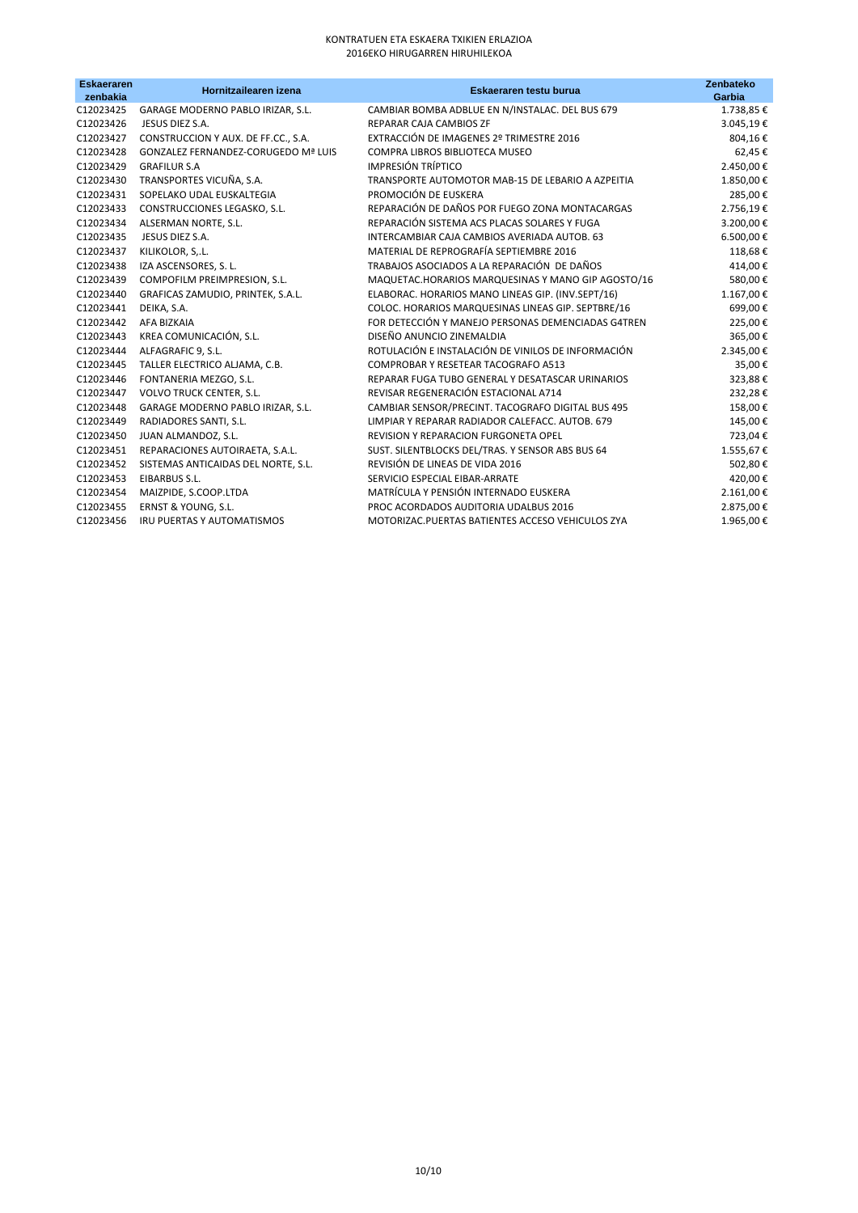KONTRATUEN ETA ESKAERA TXIKIEN ERLAZIOA
2016EKO HIRUGARREN HIRUHILEKOA

| Eskaeraren zenbakia | Hornitzailearen izena | Eskaeraren testu burua | Zenbateko Garbia |
|---|---|---|---|
| C12023425 | GARAGE MODERNO PABLO IRIZAR, S.L. | CAMBIAR BOMBA ADBLUE EN N/INSTALAC. DEL BUS 679 | 1.738,85 € |
| C12023426 | JESUS DIEZ S.A. | REPARAR CAJA CAMBIOS ZF | 3.045,19 € |
| C12023427 | CONSTRUCCION Y AUX. DE FF.CC., S.A. | EXTRACCIÓN DE IMAGENES 2º TRIMESTRE 2016 | 804,16 € |
| C12023428 | GONZALEZ FERNANDEZ-CORUGEDO Mª LUIS | COMPRA LIBROS BIBLIOTECA MUSEO | 62,45 € |
| C12023429 | GRAFILUR S.A | IMPRESIÓN TRÍPTICO | 2.450,00 € |
| C12023430 | TRANSPORTES VICUÑA, S.A. | TRANSPORTE AUTOMOTOR MAB-15 DE LEBARIO A AZPEITIA | 1.850,00 € |
| C12023431 | SOPELAKO UDAL EUSKALTEGIA | PROMOCIÓN DE EUSKERA | 285,00 € |
| C12023433 | CONSTRUCCIONES LEGASKO, S.L. | REPARACIÓN DE DAÑOS POR FUEGO ZONA MONTACARGAS | 2.756,19 € |
| C12023434 | ALSERMAN NORTE, S.L. | REPARACIÓN SISTEMA ACS PLACAS SOLARES Y FUGA | 3.200,00 € |
| C12023435 | JESUS DIEZ S.A. | INTERCAMBIAR CAJA CAMBIOS AVERIADA AUTOB. 63 | 6.500,00 € |
| C12023437 | KILIKOLOR, S,.L. | MATERIAL DE REPROGRAFÍA SEPTIEMBRE 2016 | 118,68 € |
| C12023438 | IZA ASCENSORES, S. L. | TRABAJOS ASOCIADOS A LA REPARACIÓN DE DAÑOS | 414,00 € |
| C12023439 | COMPOFILM PREIMPRESION, S.L. | MAQUETAC.HORARIOS MARQUESINAS Y MANO GIP AGOSTO/16 | 580,00 € |
| C12023440 | GRAFICAS ZAMUDIO, PRINTEK, S.A.L. | ELABORAC. HORARIOS MANO LINEAS GIP. (INV.SEPT/16) | 1.167,00 € |
| C12023441 | DEIKA, S.A. | COLOC. HORARIOS MARQUESINAS LINEAS GIP. SEPTBRE/16 | 699,00 € |
| C12023442 | AFA BIZKAIA | FOR DETECCIÓN Y MANEJO PERSONAS DEMENCIADAS G4TREN | 225,00 € |
| C12023443 | KREA COMUNICACIÓN, S.L. | DISEÑO ANUNCIO ZINEMALDIA | 365,00 € |
| C12023444 | ALFAGRAFIC 9, S.L. | ROTULACIÓN E INSTALACIÓN DE VINILOS DE INFORMACIÓN | 2.345,00 € |
| C12023445 | TALLER ELECTRICO ALJAMA, C.B. | COMPROBAR Y RESETEAR TACOGRAFO A513 | 35,00 € |
| C12023446 | FONTANERIA MEZGO, S.L. | REPARAR FUGA TUBO GENERAL Y DESATASCAR URINARIOS | 323,88 € |
| C12023447 | VOLVO TRUCK CENTER, S.L. | REVISAR REGENERACIÓN ESTACIONAL A714 | 232,28 € |
| C12023448 | GARAGE MODERNO PABLO IRIZAR, S.L. | CAMBIAR SENSOR/PRECINT. TACOGRAFO DIGITAL BUS 495 | 158,00 € |
| C12023449 | RADIADORES SANTI, S.L. | LIMPIAR Y REPARAR RADIADOR CALEFACC. AUTOB. 679 | 145,00 € |
| C12023450 | JUAN ALMANDOZ, S.L. | REVISION Y REPARACION FURGONETA OPEL | 723,04 € |
| C12023451 | REPARACIONES AUTOIRAETA, S.A.L. | SUST. SILENTBLOCKS DEL/TRAS. Y SENSOR ABS BUS 64 | 1.555,67 € |
| C12023452 | SISTEMAS ANTICAIDAS DEL NORTE, S.L. | REVISIÓN DE LINEAS DE VIDA 2016 | 502,80 € |
| C12023453 | EIBARBUS S.L. | SERVICIO ESPECIAL EIBAR-ARRATE | 420,00 € |
| C12023454 | MAIZPIDE, S.COOP.LTDA | MATRÍCULA Y PENSIÓN INTERNADO EUSKERA | 2.161,00 € |
| C12023455 | ERNST & YOUNG, S.L. | PROC ACORDADOS AUDITORIA UDALBUS 2016 | 2.875,00 € |
| C12023456 | IRU PUERTAS Y AUTOMATISMOS | MOTORIZAC.PUERTAS BATIENTES ACCESO VEHICULOS ZYA | 1.965,00 € |